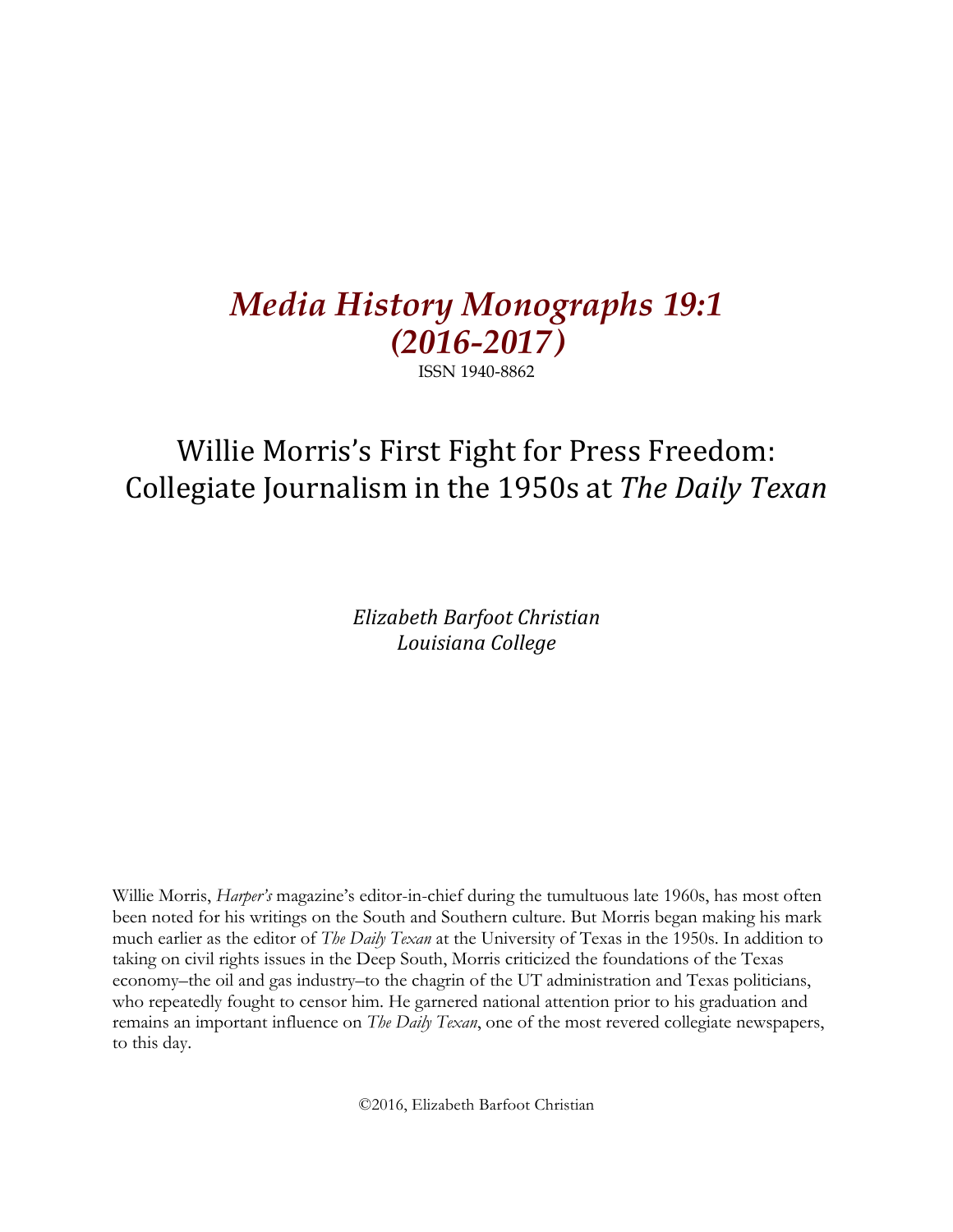# *Media History Monographs 19:1 (2016-2017)*

ISSN 1940-8862

## Willie Morris's First Fight for Press Freedom: Collegiate Journalism in the 1950s at *The Daily Texan*

*Elizabeth Barfoot Christian*
*Louisiana College*

Willie Morris, *Harper's* magazine's editor-in-chief during the tumultuous late 1960s, has most often been noted for his writings on the South and Southern culture. But Morris began making his mark much earlier as the editor of *The Daily Texan* at the University of Texas in the 1950s. In addition to taking on civil rights issues in the Deep South, Morris criticized the foundations of the Texas economy–the oil and gas industry–to the chagrin of the UT administration and Texas politicians, who repeatedly fought to censor him. He garnered national attention prior to his graduation and remains an important influence on *The Daily Texan*, one of the most revered collegiate newspapers, to this day.

©2016, Elizabeth Barfoot Christian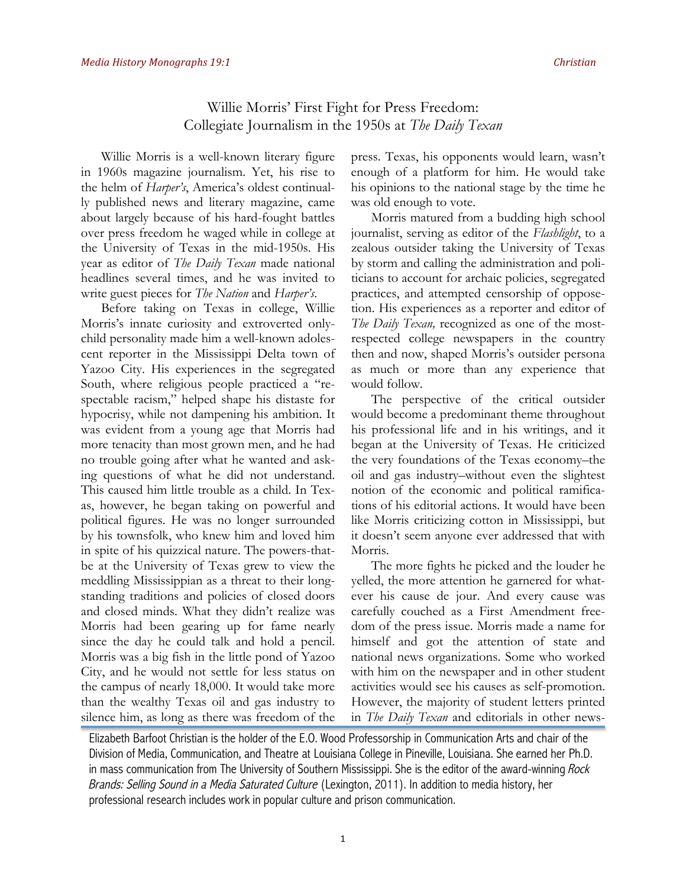# Willie Morris' First Fight for Press Freedom: Collegiate Journalism in the 1950s at *The Daily Texan*

Willie Morris is a well-known literary figure in 1960s magazine journalism. Yet, his rise to the helm of *Harper's*, America's oldest continually published news and literary magazine, came about largely because of his hard-fought battles over press freedom he waged while in college at the University of Texas in the mid-1950s. His year as editor of *The Daily Texan* made national headlines several times, and he was invited to write guest pieces for *The Nation* and *Harper's*.

Before taking on Texas in college, Willie Morris's innate curiosity and extroverted only-child personality made him a well-known adolescent reporter in the Mississippi Delta town of Yazoo City. His experiences in the segregated South, where religious people practiced a "respectable racism," helped shape his distaste for hypocrisy, while not dampening his ambition. It was evident from a young age that Morris had more tenacity than most grown men, and he had no trouble going after what he wanted and asking questions of what he did not understand. This caused him little trouble as a child. In Texas, however, he began taking on powerful and political figures. He was no longer surrounded by his townsfolk, who knew him and loved him in spite of his quizzical nature. The powers-that-be at the University of Texas grew to view the meddling Mississippian as a threat to their long-standing traditions and policies of closed doors and closed minds. What they didn't realize was Morris had been gearing up for fame nearly since the day he could talk and hold a pencil. Morris was a big fish in the little pond of Yazoo City, and he would not settle for less status on the campus of nearly 18,000. It would take more than the wealthy Texas oil and gas industry to silence him, as long as there was freedom of the press. Texas, his opponents would learn, wasn't enough of a platform for him. He would take his opinions to the national stage by the time he was old enough to vote.

Morris matured from a budding high school journalist, serving as editor of the *Flashlight*, to a zealous outsider taking the University of Texas by storm and calling the administration and politicians to account for archaic policies, segregated practices, and attempted censorship of opposetion. His experiences as a reporter and editor of *The Daily Texan,* recognized as one of the most-respected college newspapers in the country then and now, shaped Morris's outsider persona as much or more than any experience that would follow.

The perspective of the critical outsider would become a predominant theme throughout his professional life and in his writings, and it began at the University of Texas. He criticized the very foundations of the Texas economy–the oil and gas industry–without even the slightest notion of the economic and political ramifications of his editorial actions. It would have been like Morris criticizing cotton in Mississippi, but it doesn't seem anyone ever addressed that with Morris.

The more fights he picked and the louder he yelled, the more attention he garnered for whatever his cause de jour. And every cause was carefully couched as a First Amendment freedom of the press issue. Morris made a name for himself and got the attention of state and national news organizations. Some who worked with him on the newspaper and in other student activities would see his causes as self-promotion. However, the majority of student letters printed in *The Daily Texan* and editorials in other news-

Elizabeth Barfoot Christian is the holder of the E.O. Wood Professorship in Communication Arts and chair of the Division of Media, Communication, and Theatre at Louisiana College in Pineville, Louisiana. She earned her Ph.D. in mass communication from The University of Southern Mississippi. She is the editor of the award-winning *Rock Brands: Selling Sound in a Media Saturated Culture* (Lexington, 2011). In addition to media history, her professional research includes work in popular culture and prison communication.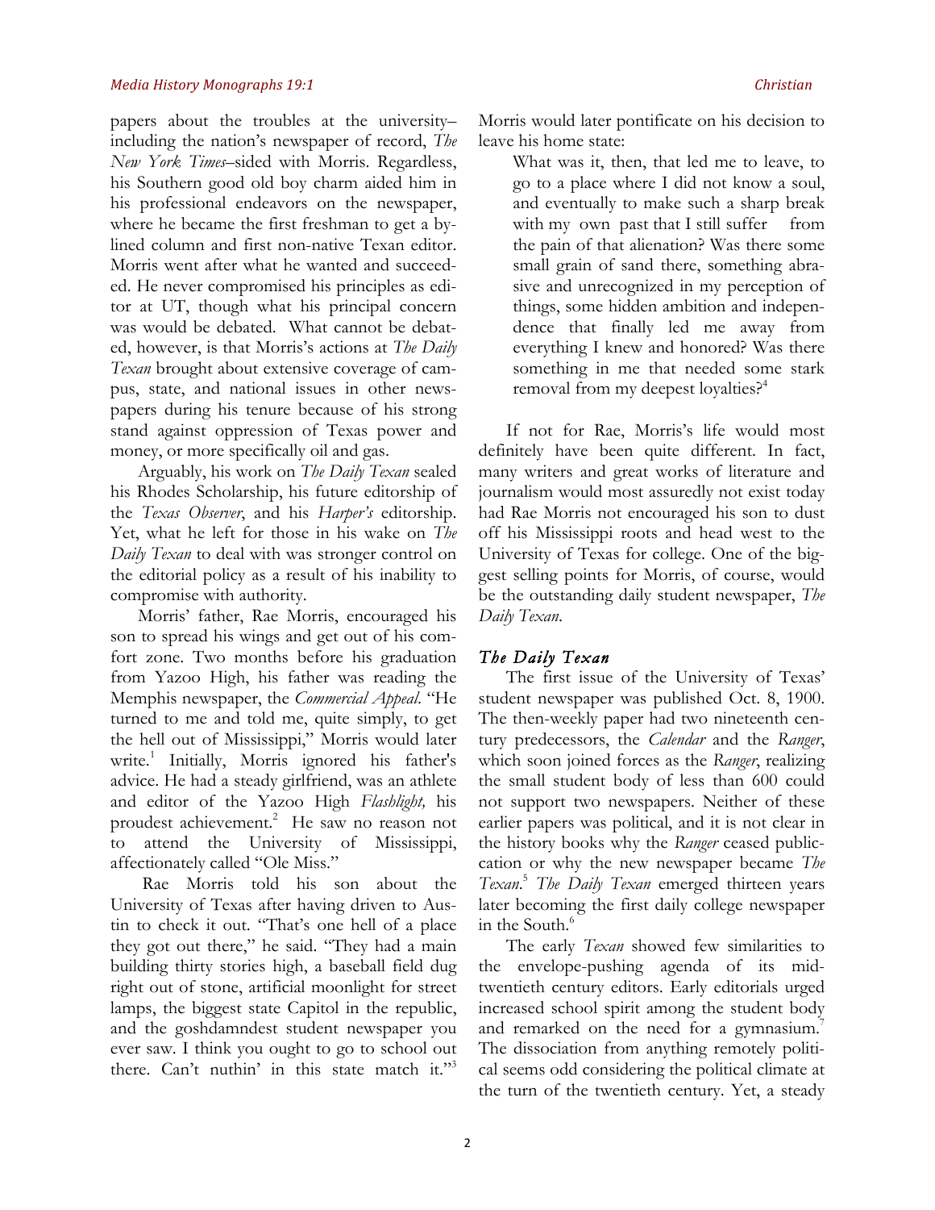papers about the troubles at the university–including the nation's newspaper of record, *The New York Times*–sided with Morris. Regardless, his Southern good old boy charm aided him in his professional endeavors on the newspaper, where he became the first freshman to get a bylined column and first non-native Texan editor. Morris went after what he wanted and succeeded. He never compromised his principles as editor at UT, though what his principal concern was would be debated. What cannot be debated, however, is that Morris's actions at *The Daily Texan* brought about extensive coverage of campus, state, and national issues in other newspapers during his tenure because of his strong stand against oppression of Texas power and money, or more specifically oil and gas.

Arguably, his work on *The Daily Texan* sealed his Rhodes Scholarship, his future editorship of the *Texas Observer*, and his *Harper's* editorship. Yet, what he left for those in his wake on *The Daily Texan* to deal with was stronger control on the editorial policy as a result of his inability to compromise with authority.

Morris' father, Rae Morris, encouraged his son to spread his wings and get out of his comfort zone. Two months before his graduation from Yazoo High, his father was reading the Memphis newspaper, the *Commercial Appeal*. "He turned to me and told me, quite simply, to get the hell out of Mississippi," Morris would later write.[1] Initially, Morris ignored his father's advice. He had a steady girlfriend, was an athlete and editor of the Yazoo High *Flashlight,* his proudest achievement.[2] He saw no reason not to attend the University of Mississippi, affectionately called "Ole Miss."

Rae Morris told his son about the University of Texas after having driven to Austin to check it out. "That's one hell of a place they got out there," he said. "They had a main building thirty stories high, a baseball field dug right out of stone, artificial moonlight for street lamps, the biggest state Capitol in the republic, and the goshdamndest student newspaper you ever saw. I think you ought to go to school out there. Can't nuthin' in this state match it."[3]

Morris would later pontificate on his decision to leave his home state:

> What was it, then, that led me to leave, to go to a place where I did not know a soul, and eventually to make such a sharp break with my own past that I still suffer from the pain of that alienation? Was there some small grain of sand there, something abrasive and unrecognized in my perception of things, some hidden ambition and independence that finally led me away from everything I knew and honored? Was there something in me that needed some stark removal from my deepest loyalties?[4]

If not for Rae, Morris's life would most definitely have been quite different. In fact, many writers and great works of literature and journalism would most assuredly not exist today had Rae Morris not encouraged his son to dust off his Mississippi roots and head west to the University of Texas for college. One of the biggest selling points for Morris, of course, would be the outstanding daily student newspaper, *The Daily Texan*.

## *The Daily Texan*

The first issue of the University of Texas' student newspaper was published Oct. 8, 1900. The then-weekly paper had two nineteenth century predecessors, the *Calendar* and the *Ranger*, which soon joined forces as the *Ranger*, realizing the small student body of less than 600 could not support two newspapers. Neither of these earlier papers was political, and it is not clear in the history books why the *Ranger* ceased publication or why the new newspaper became *The Texan*.[5] *The Daily Texan* emerged thirteen years later becoming the first daily college newspaper in the South.[6]

The early *Texan* showed few similarities to the envelope-pushing agenda of its mid-twentieth century editors. Early editorials urged increased school spirit among the student body and remarked on the need for a gymnasium.[7] The dissociation from anything remotely political seems odd considering the political climate at the turn of the twentieth century. Yet, a steady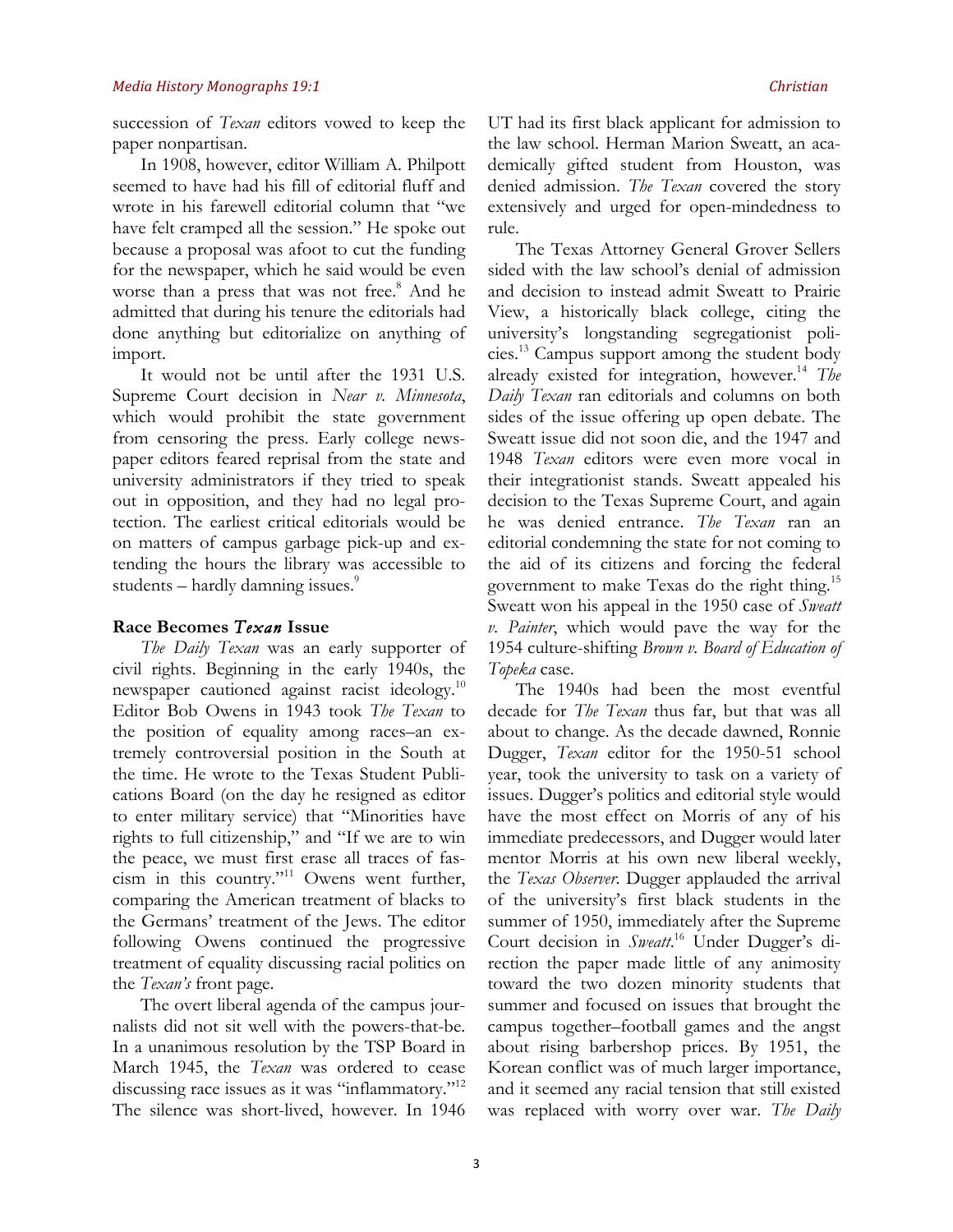succession of *Texan* editors vowed to keep the paper nonpartisan.

In 1908, however, editor William A. Philpott seemed to have had his fill of editorial fluff and wrote in his farewell editorial column that "we have felt cramped all the session." He spoke out because a proposal was afoot to cut the funding for the newspaper, which he said would be even worse than a press that was not free.[8] And he admitted that during his tenure the editorials had done anything but editorialize on anything of import.

It would not be until after the 1931 U.S. Supreme Court decision in *Near v. Minnesota*, which would prohibit the state government from censoring the press. Early college newspaper editors feared reprisal from the state and university administrators if they tried to speak out in opposition, and they had no legal protection. The earliest critical editorials would be on matters of campus garbage pick-up and extending the hours the library was accessible to students – hardly damning issues.[9]

## Race Becomes *Texan* Issue

*The Daily Texan* was an early supporter of civil rights. Beginning in the early 1940s, the newspaper cautioned against racist ideology.[10] Editor Bob Owens in 1943 took *The Texan* to the position of equality among races–an extremely controversial position in the South at the time. He wrote to the Texas Student Publications Board (on the day he resigned as editor to enter military service) that "Minorities have rights to full citizenship," and "If we are to win the peace, we must first erase all traces of fascism in this country."[11] Owens went further, comparing the American treatment of blacks to the Germans' treatment of the Jews. The editor following Owens continued the progressive treatment of equality discussing racial politics on the *Texan's* front page.

The overt liberal agenda of the campus journalists did not sit well with the powers-that-be. In a unanimous resolution by the TSP Board in March 1945, the *Texan* was ordered to cease discussing race issues as it was "inflammatory."[12] The silence was short-lived, however. In 1946 UT had its first black applicant for admission to the law school. Herman Marion Sweatt, an academically gifted student from Houston, was denied admission. *The Texan* covered the story extensively and urged for open-mindedness to rule.

The Texas Attorney General Grover Sellers sided with the law school's denial of admission and decision to instead admit Sweatt to Prairie View, a historically black college, citing the university's longstanding segregationist policies.[13] Campus support among the student body already existed for integration, however.[14] *The Daily Texan* ran editorials and columns on both sides of the issue offering up open debate. The Sweatt issue did not soon die, and the 1947 and 1948 *Texan* editors were even more vocal in their integrationist stands. Sweatt appealed his decision to the Texas Supreme Court, and again he was denied entrance. *The Texan* ran an editorial condemning the state for not coming to the aid of its citizens and forcing the federal government to make Texas do the right thing.[15] Sweatt won his appeal in the 1950 case of *Sweatt v. Painter*, which would pave the way for the 1954 culture-shifting *Brown v. Board of Education of Topeka* case.

The 1940s had been the most eventful decade for *The Texan* thus far, but that was all about to change. As the decade dawned, Ronnie Dugger, *Texan* editor for the 1950-51 school year, took the university to task on a variety of issues. Dugger's politics and editorial style would have the most effect on Morris of any of his immediate predecessors, and Dugger would later mentor Morris at his own new liberal weekly, the *Texas Observer*. Dugger applauded the arrival of the university's first black students in the summer of 1950, immediately after the Supreme Court decision in *Sweatt*.[16] Under Dugger's direction the paper made little of any animosity toward the two dozen minority students that summer and focused on issues that brought the campus together–football games and the angst about rising barbershop prices. By 1951, the Korean conflict was of much larger importance, and it seemed any racial tension that still existed was replaced with worry over war. *The Daily*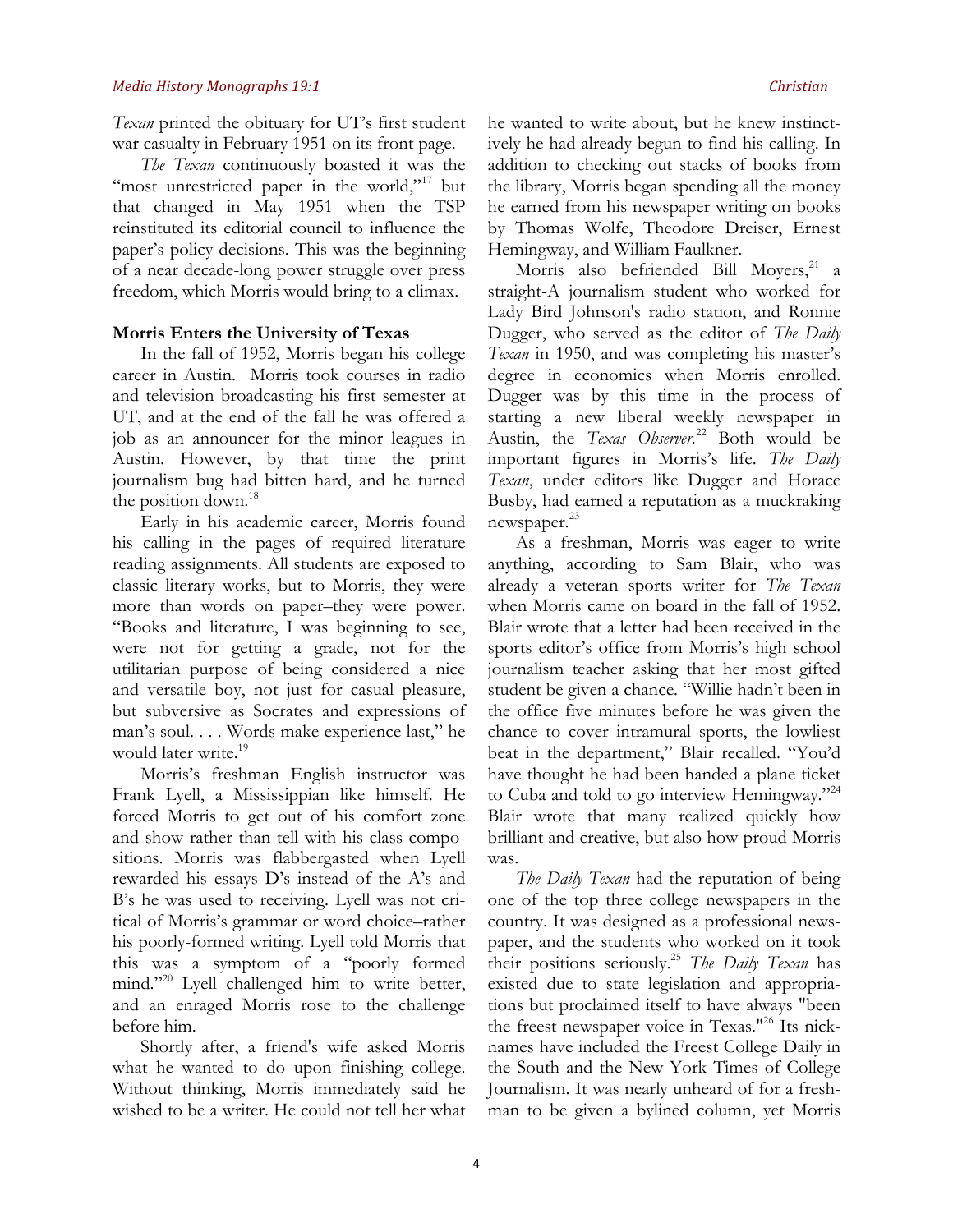*Texan* printed the obituary for UT's first student war casualty in February 1951 on its front page.

*The Texan* continuously boasted it was the "most unrestricted paper in the world,"[17] but that changed in May 1951 when the TSP reinstituted its editorial council to influence the paper's policy decisions. This was the beginning of a near decade-long power struggle over press freedom, which Morris would bring to a climax.

**Morris Enters the University of Texas**

In the fall of 1952, Morris began his college career in Austin. Morris took courses in radio and television broadcasting his first semester at UT, and at the end of the fall he was offered a job as an announcer for the minor leagues in Austin. However, by that time the print journalism bug had bitten hard, and he turned the position down.[18]

Early in his academic career, Morris found his calling in the pages of required literature reading assignments. All students are exposed to classic literary works, but to Morris, they were more than words on paper–they were power. "Books and literature, I was beginning to see, were not for getting a grade, not for the utilitarian purpose of being considered a nice and versatile boy, not just for casual pleasure, but subversive as Socrates and expressions of man's soul. . . . Words make experience last," he would later write.[19]

Morris's freshman English instructor was Frank Lyell, a Mississippian like himself. He forced Morris to get out of his comfort zone and show rather than tell with his class compositions. Morris was flabbergasted when Lyell rewarded his essays D's instead of the A's and B's he was used to receiving. Lyell was not critical of Morris's grammar or word choice–rather his poorly-formed writing. Lyell told Morris that this was a symptom of a "poorly formed mind."[20] Lyell challenged him to write better, and an enraged Morris rose to the challenge before him.

Shortly after, a friend's wife asked Morris what he wanted to do upon finishing college. Without thinking, Morris immediately said he wished to be a writer. He could not tell her what he wanted to write about, but he knew instinctively he had already begun to find his calling. In addition to checking out stacks of books from the library, Morris began spending all the money he earned from his newspaper writing on books by Thomas Wolfe, Theodore Dreiser, Ernest Hemingway, and William Faulkner.

Morris also befriended Bill Moyers,[21] a straight-A journalism student who worked for Lady Bird Johnson's radio station, and Ronnie Dugger, who served as the editor of *The Daily Texan* in 1950, and was completing his master's degree in economics when Morris enrolled. Dugger was by this time in the process of starting a new liberal weekly newspaper in Austin, the *Texas Observer*.[22] Both would be important figures in Morris's life. *The Daily Texan*, under editors like Dugger and Horace Busby, had earned a reputation as a muckraking newspaper.[23]

As a freshman, Morris was eager to write anything, according to Sam Blair, who was already a veteran sports writer for *The Texan* when Morris came on board in the fall of 1952. Blair wrote that a letter had been received in the sports editor's office from Morris's high school journalism teacher asking that her most gifted student be given a chance. "Willie hadn't been in the office five minutes before he was given the chance to cover intramural sports, the lowliest beat in the department," Blair recalled. "You'd have thought he had been handed a plane ticket to Cuba and told to go interview Hemingway."[24] Blair wrote that many realized quickly how brilliant and creative, but also how proud Morris was.

*The Daily Texan* had the reputation of being one of the top three college newspapers in the country. It was designed as a professional newspaper, and the students who worked on it took their positions seriously.[25] *The Daily Texan* has existed due to state legislation and appropriations but proclaimed itself to have always "been the freest newspaper voice in Texas."[26] Its nicknames have included the Freest College Daily in the South and the New York Times of College Journalism. It was nearly unheard of for a freshman to be given a bylined column, yet Morris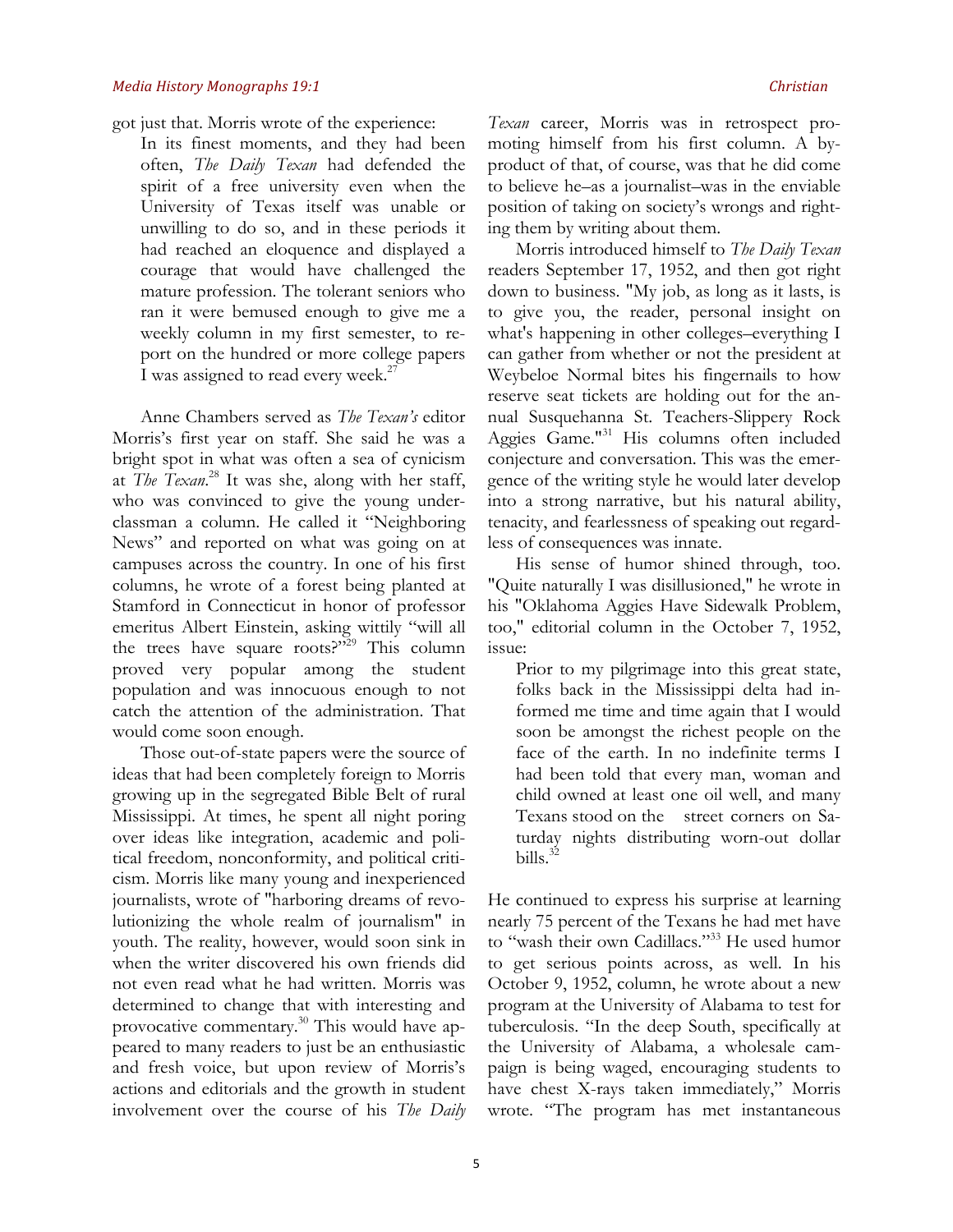got just that. Morris wrote of the experience:

> In its finest moments, and they had been often, *The Daily Texan* had defended the spirit of a free university even when the University of Texas itself was unable or unwilling to do so, and in these periods it had reached an eloquence and displayed a courage that would have challenged the mature profession. The tolerant seniors who ran it were bemused enough to give me a weekly column in my first semester, to report on the hundred or more college papers I was assigned to read every week.[27]

Anne Chambers served as *The Texan's* editor Morris's first year on staff. She said he was a bright spot in what was often a sea of cynicism at *The Texan*.[28] It was she, along with her staff, who was convinced to give the young underclassman a column. He called it "Neighboring News" and reported on what was going on at campuses across the country. In one of his first columns, he wrote of a forest being planted at Stamford in Connecticut in honor of professor emeritus Albert Einstein, asking wittily "will all the trees have square roots?"[29] This column proved very popular among the student population and was innocuous enough to not catch the attention of the administration. That would come soon enough.

Those out-of-state papers were the source of ideas that had been completely foreign to Morris growing up in the segregated Bible Belt of rural Mississippi. At times, he spent all night poring over ideas like integration, academic and political freedom, nonconformity, and political criticism. Morris like many young and inexperienced journalists, wrote of "harboring dreams of revolutionizing the whole realm of journalism" in youth. The reality, however, would soon sink in when the writer discovered his own friends did not even read what he had written. Morris was determined to change that with interesting and provocative commentary.[30] This would have appeared to many readers to just be an enthusiastic and fresh voice, but upon review of Morris's actions and editorials and the growth in student involvement over the course of his *The Daily Texan* career, Morris was in retrospect promoting himself from his first column. A byproduct of that, of course, was that he did come to believe he–as a journalist–was in the enviable position of taking on society's wrongs and righting them by writing about them.

Morris introduced himself to *The Daily Texan* readers September 17, 1952, and then got right down to business. "My job, as long as it lasts, is to give you, the reader, personal insight on what's happening in other colleges–everything I can gather from whether or not the president at Weybeloe Normal bites his fingernails to how reserve seat tickets are holding out for the annual Susquehanna St. Teachers-Slippery Rock Aggies Game."[31] His columns often included conjecture and conversation. This was the emergence of the writing style he would later develop into a strong narrative, but his natural ability, tenacity, and fearlessness of speaking out regardless of consequences was innate.

His sense of humor shined through, too. "Quite naturally I was disillusioned," he wrote in his "Oklahoma Aggies Have Sidewalk Problem, too," editorial column in the October 7, 1952, issue:

> Prior to my pilgrimage into this great state, folks back in the Mississippi delta had informed me time and time again that I would soon be amongst the richest people on the face of the earth. In no indefinite terms I had been told that every man, woman and child owned at least one oil well, and many Texans stood on the street corners on Saturday nights distributing worn-out dollar bills.[32]

He continued to express his surprise at learning nearly 75 percent of the Texans he had met have to "wash their own Cadillacs."[33] He used humor to get serious points across, as well. In his October 9, 1952, column, he wrote about a new program at the University of Alabama to test for tuberculosis. "In the deep South, specifically at the University of Alabama, a wholesale campaign is being waged, encouraging students to have chest X-rays taken immediately," Morris wrote. "The program has met instantaneous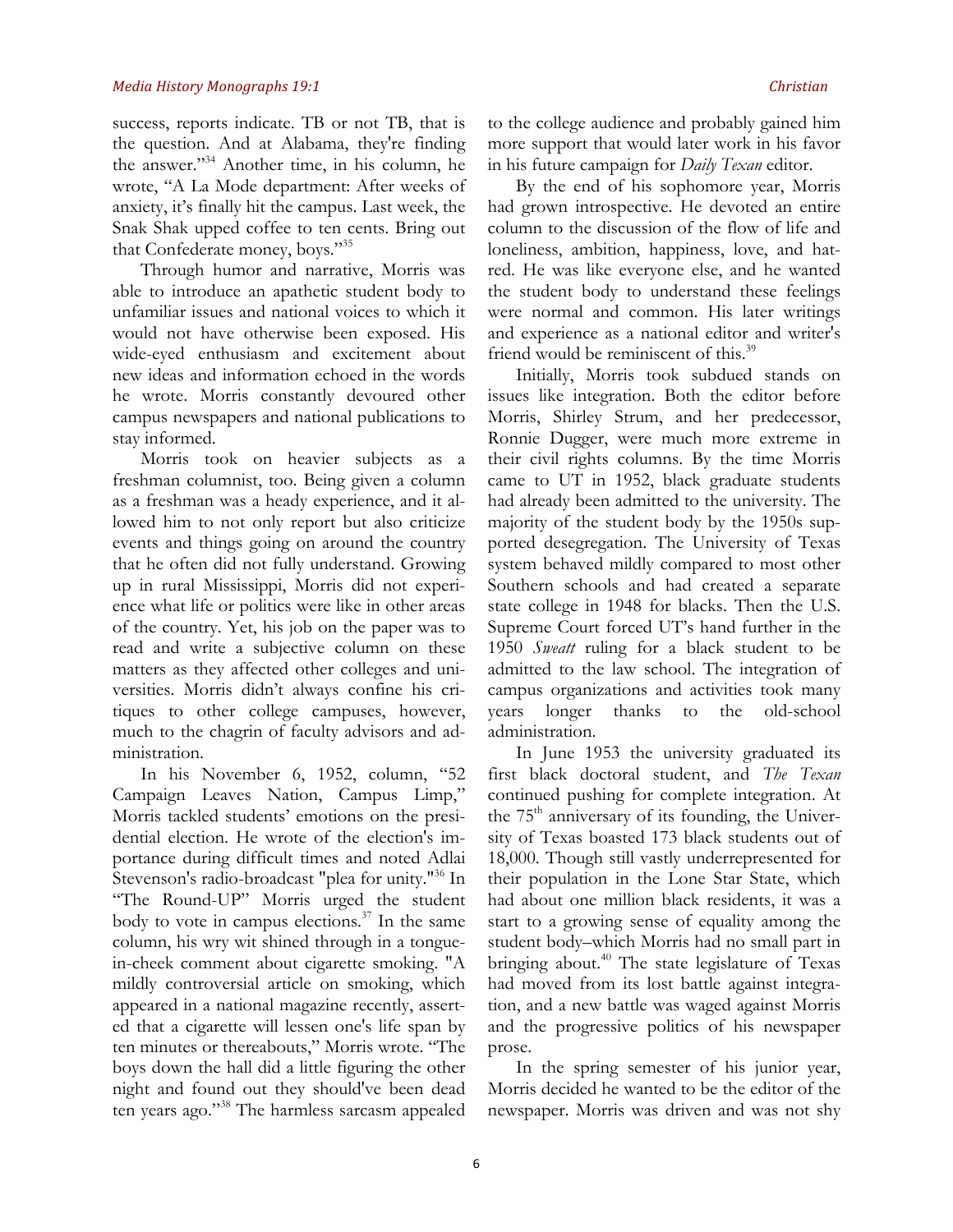success, reports indicate. TB or not TB, that is the question. And at Alabama, they're finding the answer."[34] Another time, in his column, he wrote, "A La Mode department: After weeks of anxiety, it's finally hit the campus. Last week, the Snak Shak upped coffee to ten cents. Bring out that Confederate money, boys."[35]

Through humor and narrative, Morris was able to introduce an apathetic student body to unfamiliar issues and national voices to which it would not have otherwise been exposed. His wide-eyed enthusiasm and excitement about new ideas and information echoed in the words he wrote. Morris constantly devoured other campus newspapers and national publications to stay informed.

Morris took on heavier subjects as a freshman columnist, too. Being given a column as a freshman was a heady experience, and it allowed him to not only report but also criticize events and things going on around the country that he often did not fully understand. Growing up in rural Mississippi, Morris did not experience what life or politics were like in other areas of the country. Yet, his job on the paper was to read and write a subjective column on these matters as they affected other colleges and universities. Morris didn't always confine his critiques to other college campuses, however, much to the chagrin of faculty advisors and administration.

In his November 6, 1952, column, "52 Campaign Leaves Nation, Campus Limp," Morris tackled students' emotions on the presidential election. He wrote of the election's importance during difficult times and noted Adlai Stevenson's radio-broadcast "plea for unity."[36] In "The Round-UP" Morris urged the student body to vote in campus elections.[37] In the same column, his wry wit shined through in a tongue-in-cheek comment about cigarette smoking. "A mildly controversial article on smoking, which appeared in a national magazine recently, asserted that a cigarette will lessen one's life span by ten minutes or thereabouts," Morris wrote. "The boys down the hall did a little figuring the other night and found out they should've been dead ten years ago."[38] The harmless sarcasm appealed to the college audience and probably gained him more support that would later work in his favor in his future campaign for *Daily Texan* editor.

By the end of his sophomore year, Morris had grown introspective. He devoted an entire column to the discussion of the flow of life and loneliness, ambition, happiness, love, and hatred. He was like everyone else, and he wanted the student body to understand these feelings were normal and common. His later writings and experience as a national editor and writer's friend would be reminiscent of this.[39]

Initially, Morris took subdued stands on issues like integration. Both the editor before Morris, Shirley Strum, and her predecessor, Ronnie Dugger, were much more extreme in their civil rights columns. By the time Morris came to UT in 1952, black graduate students had already been admitted to the university. The majority of the student body by the 1950s supported desegregation. The University of Texas system behaved mildly compared to most other Southern schools and had created a separate state college in 1948 for blacks. Then the U.S. Supreme Court forced UT's hand further in the 1950 *Sweatt* ruling for a black student to be admitted to the law school. The integration of campus organizations and activities took many years longer thanks to the old-school administration.

In June 1953 the university graduated its first black doctoral student, and *The Texan* continued pushing for complete integration. At the 75th anniversary of its founding, the University of Texas boasted 173 black students out of 18,000. Though still vastly underrepresented for their population in the Lone Star State, which had about one million black residents, it was a start to a growing sense of equality among the student body–which Morris had no small part in bringing about.[40] The state legislature of Texas had moved from its lost battle against integration, and a new battle was waged against Morris and the progressive politics of his newspaper prose.

In the spring semester of his junior year, Morris decided he wanted to be the editor of the newspaper. Morris was driven and was not shy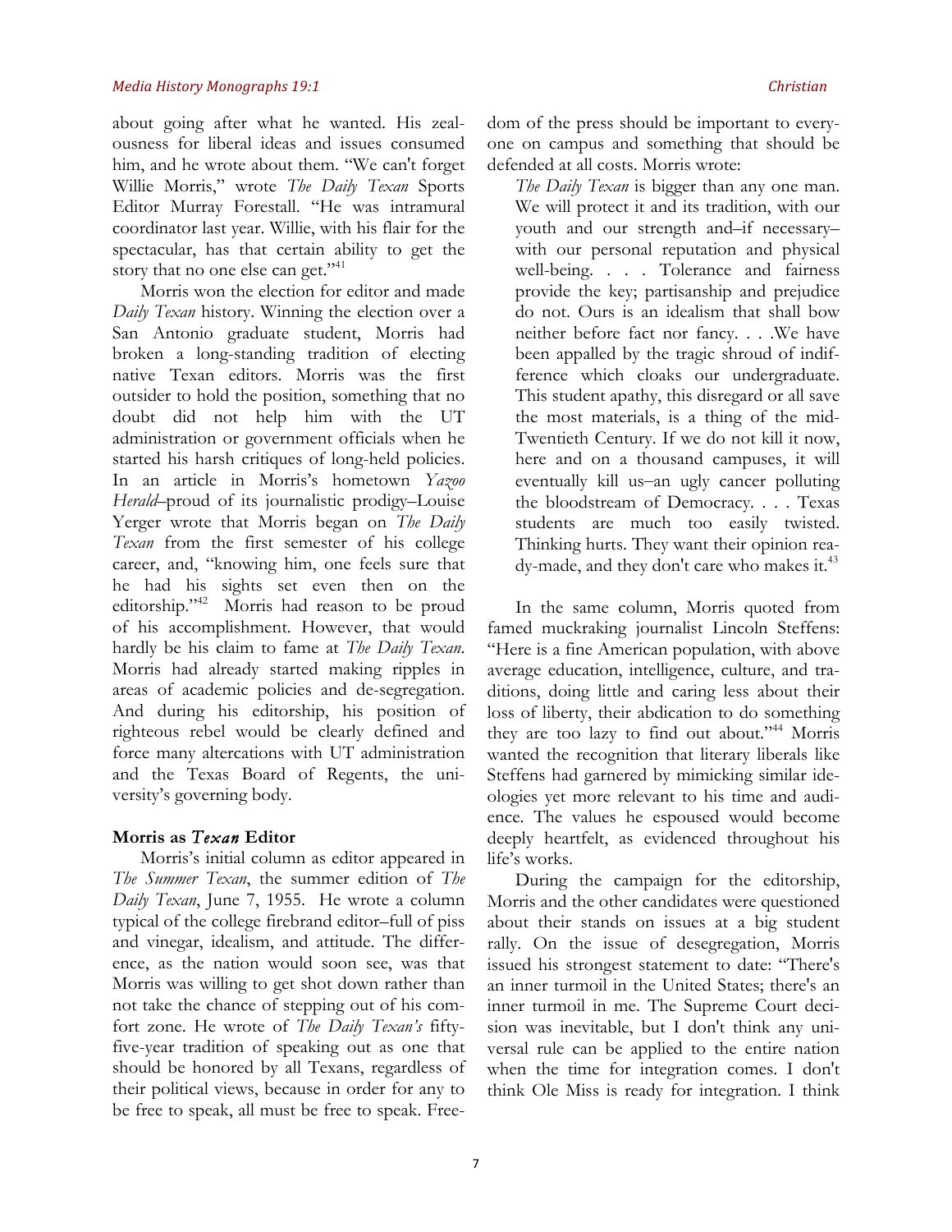about going after what he wanted. His zealousness for liberal ideas and issues consumed him, and he wrote about them. "We can't forget Willie Morris," wrote *The Daily Texan* Sports Editor Murray Forestall. "He was intramural coordinator last year. Willie, with his flair for the spectacular, has that certain ability to get the story that no one else can get."[41]

Morris won the election for editor and made *Daily Texan* history. Winning the election over a San Antonio graduate student, Morris had broken a long-standing tradition of electing native Texan editors. Morris was the first outsider to hold the position, something that no doubt did not help him with the UT administration or government officials when he started his harsh critiques of long-held policies. In an article in Morris's hometown *Yazoo Herald*–proud of its journalistic prodigy–Louise Yerger wrote that Morris began on *The Daily Texan* from the first semester of his college career, and, "knowing him, one feels sure that he had his sights set even then on the editorship."[42] Morris had reason to be proud of his accomplishment. However, that would hardly be his claim to fame at *The Daily Texan*. Morris had already started making ripples in areas of academic policies and de-segregation. And during his editorship, his position of righteous rebel would be clearly defined and force many altercations with UT administration and the Texas Board of Regents, the university's governing body.

## Morris as *Texan* Editor

Morris's initial column as editor appeared in *The Summer Texan*, the summer edition of *The Daily Texan*, June 7, 1955. He wrote a column typical of the college firebrand editor–full of piss and vinegar, idealism, and attitude. The difference, as the nation would soon see, was that Morris was willing to get shot down rather than not take the chance of stepping out of his comfort zone. He wrote of *The Daily Texan's* fifty-five-year tradition of speaking out as one that should be honored by all Texans, regardless of their political views, because in order for any to be free to speak, all must be free to speak. Freedom of the press should be important to everyone on campus and something that should be defended at all costs. Morris wrote:

> *The Daily Texan* is bigger than any one man. We will protect it and its tradition, with our youth and our strength and–if necessary–with our personal reputation and physical well-being. . . . Tolerance and fairness provide the key; partisanship and prejudice do not. Ours is an idealism that shall bow neither before fact nor fancy. . . .We have been appalled by the tragic shroud of indifference which cloaks our undergraduate. This student apathy, this disregard or all save the most materials, is a thing of the mid-Twentieth Century. If we do not kill it now, here and on a thousand campuses, it will eventually kill us–an ugly cancer polluting the bloodstream of Democracy. . . . Texas students are much too easily twisted. Thinking hurts. They want their opinion ready-made, and they don't care who makes it.[43]

In the same column, Morris quoted from famed muckraking journalist Lincoln Steffens: "Here is a fine American population, with above average education, intelligence, culture, and traditions, doing little and caring less about their loss of liberty, their abdication to do something they are too lazy to find out about."[44] Morris wanted the recognition that literary liberals like Steffens had garnered by mimicking similar ideologies yet more relevant to his time and audience. The values he espoused would become deeply heartfelt, as evidenced throughout his life's works.

During the campaign for the editorship, Morris and the other candidates were questioned about their stands on issues at a big student rally. On the issue of desegregation, Morris issued his strongest statement to date: "There's an inner turmoil in the United States; there's an inner turmoil in me. The Supreme Court decision was inevitable, but I don't think any universal rule can be applied to the entire nation when the time for integration comes. I don't think Ole Miss is ready for integration. I think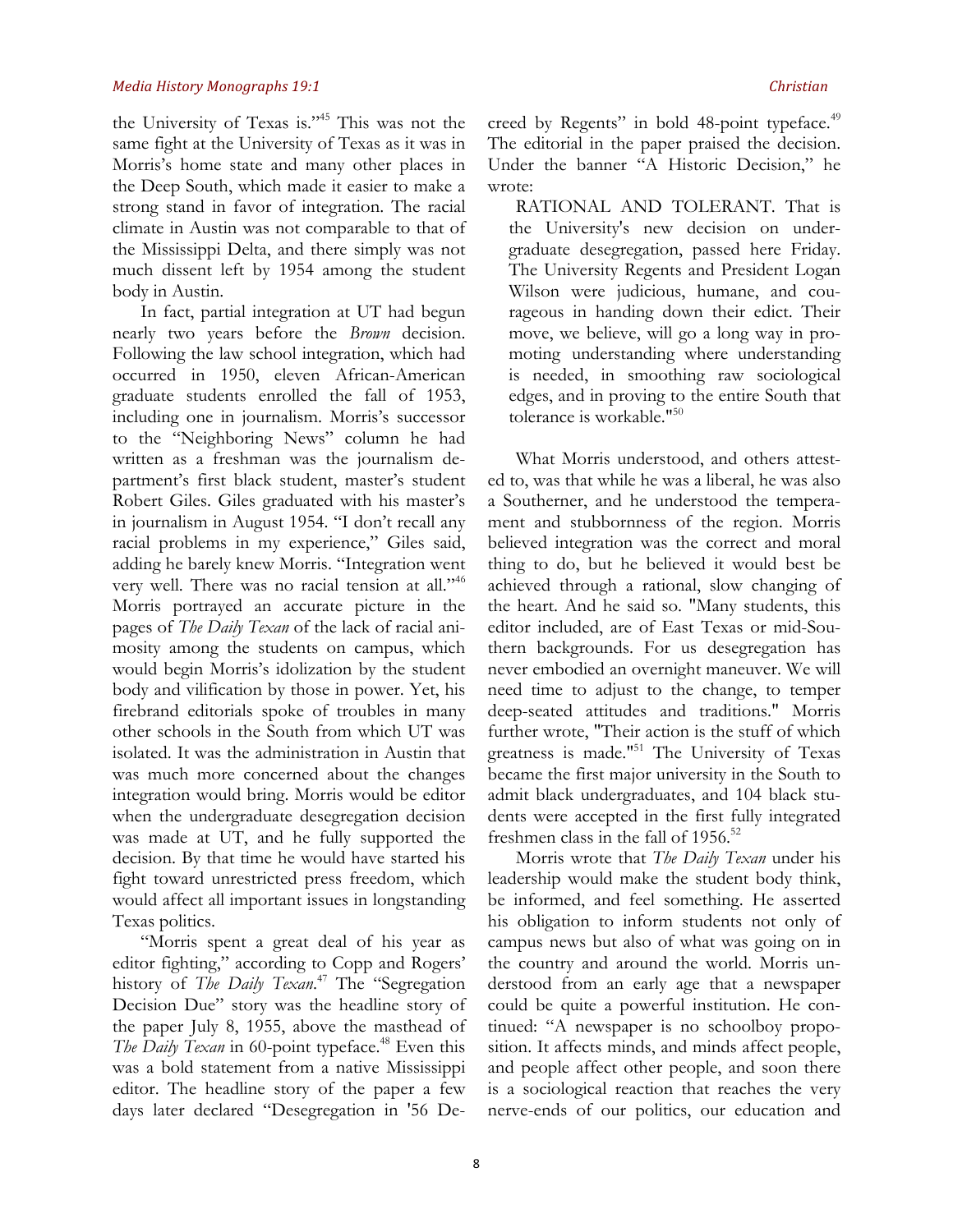the University of Texas is."[45] This was not the same fight at the University of Texas as it was in Morris's home state and many other places in the Deep South, which made it easier to make a strong stand in favor of integration. The racial climate in Austin was not comparable to that of the Mississippi Delta, and there simply was not much dissent left by 1954 among the student body in Austin.

In fact, partial integration at UT had begun nearly two years before the *Brown* decision. Following the law school integration, which had occurred in 1950, eleven African-American graduate students enrolled the fall of 1953, including one in journalism. Morris's successor to the "Neighboring News" column he had written as a freshman was the journalism department's first black student, master's student Robert Giles. Giles graduated with his master's in journalism in August 1954. "I don't recall any racial problems in my experience," Giles said, adding he barely knew Morris. "Integration went very well. There was no racial tension at all."[46] Morris portrayed an accurate picture in the pages of *The Daily Texan* of the lack of racial animosity among the students on campus, which would begin Morris's idolization by the student body and vilification by those in power. Yet, his firebrand editorials spoke of troubles in many other schools in the South from which UT was isolated. It was the administration in Austin that was much more concerned about the changes integration would bring. Morris would be editor when the undergraduate desegregation decision was made at UT, and he fully supported the decision. By that time he would have started his fight toward unrestricted press freedom, which would affect all important issues in longstanding Texas politics.

"Morris spent a great deal of his year as editor fighting," according to Copp and Rogers' history of *The Daily Texan*.[47] The "Segregation Decision Due" story was the headline story of the paper July 8, 1955, above the masthead of *The Daily Texan* in 60-point typeface.[48] Even this was a bold statement from a native Mississippi editor. The headline story of the paper a few days later declared "Desegregation in '56 Decreed by Regents" in bold 48-point typeface.[49] The editorial in the paper praised the decision. Under the banner "A Historic Decision," he wrote:

> RATIONAL AND TOLERANT. That is the University's new decision on undergraduate desegregation, passed here Friday. The University Regents and President Logan Wilson were judicious, humane, and courageous in handing down their edict. Their move, we believe, will go a long way in promoting understanding where understanding is needed, in smoothing raw sociological edges, and in proving to the entire South that tolerance is workable."[50]

What Morris understood, and others attested to, was that while he was a liberal, he was also a Southerner, and he understood the temperament and stubbornness of the region. Morris believed integration was the correct and moral thing to do, but he believed it would best be achieved through a rational, slow changing of the heart. And he said so. "Many students, this editor included, are of East Texas or mid-Southern backgrounds. For us desegregation has never embodied an overnight maneuver. We will need time to adjust to the change, to temper deep-seated attitudes and traditions." Morris further wrote, "Their action is the stuff of which greatness is made."[51] The University of Texas became the first major university in the South to admit black undergraduates, and 104 black students were accepted in the first fully integrated freshmen class in the fall of 1956.[52]

Morris wrote that *The Daily Texan* under his leadership would make the student body think, be informed, and feel something. He asserted his obligation to inform students not only of campus news but also of what was going on in the country and around the world. Morris understood from an early age that a newspaper could be quite a powerful institution. He continued: "A newspaper is no schoolboy proposition. It affects minds, and minds affect people, and people affect other people, and soon there is a sociological reaction that reaches the very nerve-ends of our politics, our education and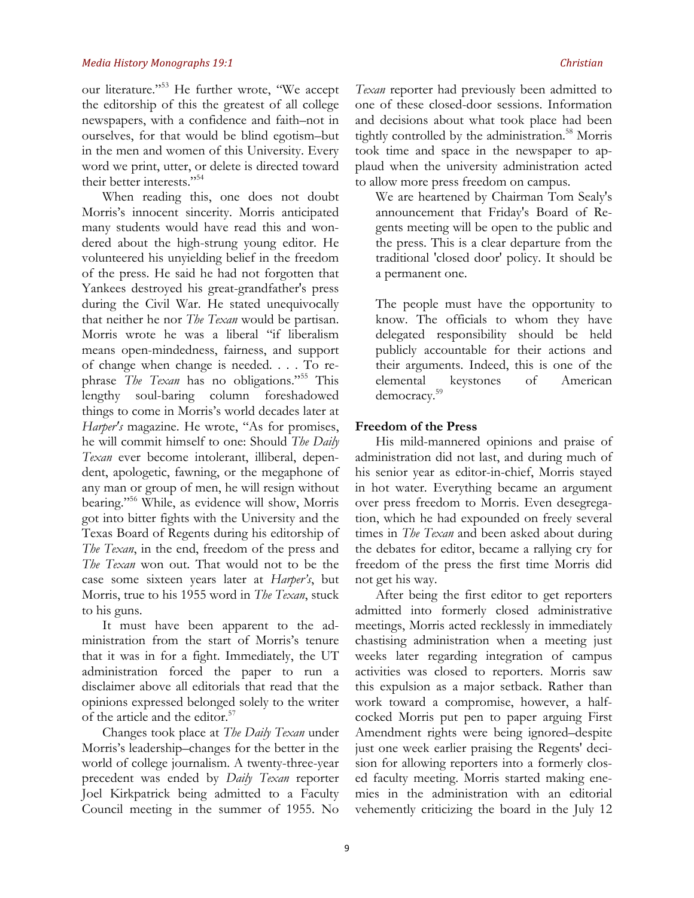our literature."[53] He further wrote, "We accept the editorship of this the greatest of all college newspapers, with a confidence and faith–not in ourselves, for that would be blind egotism–but in the men and women of this University. Every word we print, utter, or delete is directed toward their better interests."[54]

When reading this, one does not doubt Morris's innocent sincerity. Morris anticipated many students would have read this and wondered about the high-strung young editor. He volunteered his unyielding belief in the freedom of the press. He said he had not forgotten that Yankees destroyed his great-grandfather's press during the Civil War. He stated unequivocally that neither he nor *The Texan* would be partisan. Morris wrote he was a liberal "if liberalism means open-mindedness, fairness, and support of change when change is needed. . . . To rephrase *The Texan* has no obligations."[55] This lengthy soul-baring column foreshadowed things to come in Morris's world decades later at *Harper's* magazine. He wrote, "As for promises, he will commit himself to one: Should *The Daily Texan* ever become intolerant, illiberal, dependent, apologetic, fawning, or the megaphone of any man or group of men, he will resign without bearing."[56] While, as evidence will show, Morris got into bitter fights with the University and the Texas Board of Regents during his editorship of *The Texan*, in the end, freedom of the press and *The Texan* won out. That would not to be the case some sixteen years later at *Harper's*, but Morris, true to his 1955 word in *The Texan*, stuck to his guns.

It must have been apparent to the administration from the start of Morris's tenure that it was in for a fight. Immediately, the UT administration forced the paper to run a disclaimer above all editorials that read that the opinions expressed belonged solely to the writer of the article and the editor.[57]

Changes took place at *The Daily Texan* under Morris's leadership–changes for the better in the world of college journalism. A twenty-three-year precedent was ended by *Daily Texan* reporter Joel Kirkpatrick being admitted to a Faculty Council meeting in the summer of 1955. No *Texan* reporter had previously been admitted to one of these closed-door sessions. Information and decisions about what took place had been tightly controlled by the administration.[58] Morris took time and space in the newspaper to applaud when the university administration acted to allow more press freedom on campus.

> We are heartened by Chairman Tom Sealy's announcement that Friday's Board of Regents meeting will be open to the public and the press. This is a clear departure from the traditional 'closed door' policy. It should be a permanent one.
>
> The people must have the opportunity to know. The officials to whom they have delegated responsibility should be held publicly accountable for their actions and their arguments. Indeed, this is one of the elemental keystones of American democracy.[59]

## Freedom of the Press

His mild-mannered opinions and praise of administration did not last, and during much of his senior year as editor-in-chief, Morris stayed in hot water. Everything became an argument over press freedom to Morris. Even desegregation, which he had expounded on freely several times in *The Texan* and been asked about during the debates for editor, became a rallying cry for freedom of the press the first time Morris did not get his way.

After being the first editor to get reporters admitted into formerly closed administrative meetings, Morris acted recklessly in immediately chastising administration when a meeting just weeks later regarding integration of campus activities was closed to reporters. Morris saw this expulsion as a major setback. Rather than work toward a compromise, however, a half-cocked Morris put pen to paper arguing First Amendment rights were being ignored–despite just one week earlier praising the Regents' decision for allowing reporters into a formerly closed faculty meeting. Morris started making enemies in the administration with an editorial vehemently criticizing the board in the July 12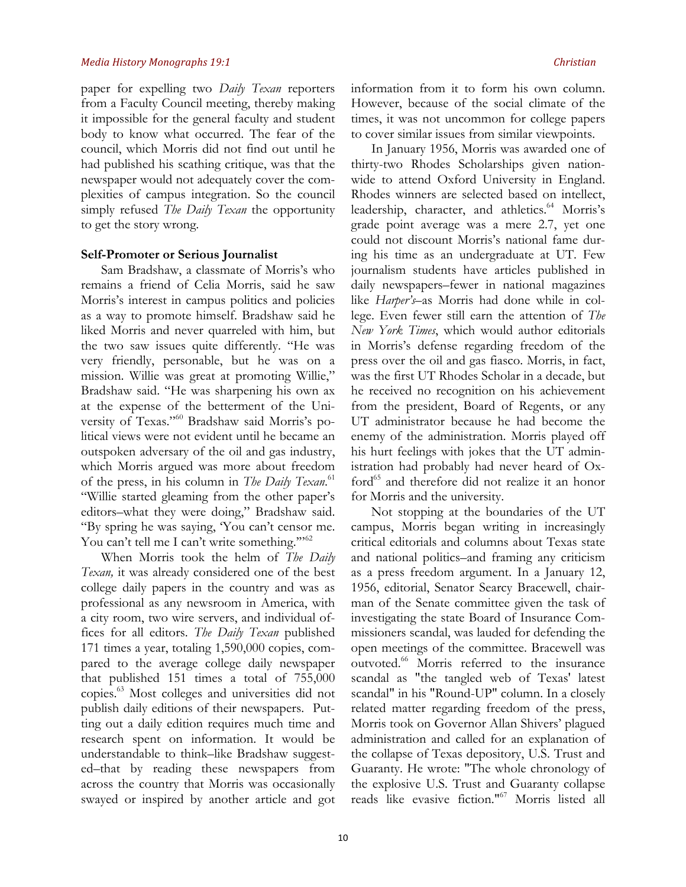paper for expelling two *Daily Texan* reporters from a Faculty Council meeting, thereby making it impossible for the general faculty and student body to know what occurred. The fear of the council, which Morris did not find out until he had published his scathing critique, was that the newspaper would not adequately cover the complexities of campus integration. So the council simply refused *The Daily Texan* the opportunity to get the story wrong.

**Self-Promoter or Serious Journalist**

Sam Bradshaw, a classmate of Morris's who remains a friend of Celia Morris, said he saw Morris's interest in campus politics and policies as a way to promote himself. Bradshaw said he liked Morris and never quarreled with him, but the two saw issues quite differently. "He was very friendly, personable, but he was on a mission. Willie was great at promoting Willie," Bradshaw said. "He was sharpening his own ax at the expense of the betterment of the University of Texas."[60] Bradshaw said Morris's political views were not evident until he became an outspoken adversary of the oil and gas industry, which Morris argued was more about freedom of the press, in his column in *The Daily Texan*.[61] "Willie started gleaming from the other paper's editors–what they were doing," Bradshaw said. "By spring he was saying, 'You can't censor me. You can't tell me I can't write something.'"[62]

When Morris took the helm of *The Daily Texan,* it was already considered one of the best college daily papers in the country and was as professional as any newsroom in America, with a city room, two wire servers, and individual offices for all editors. *The Daily Texan* published 171 times a year, totaling 1,590,000 copies, compared to the average college daily newspaper that published 151 times a total of 755,000 copies.[63] Most colleges and universities did not publish daily editions of their newspapers. Putting out a daily edition requires much time and research spent on information. It would be understandable to think–like Bradshaw suggested–that by reading these newspapers from across the country that Morris was occasionally swayed or inspired by another article and got information from it to form his own column. However, because of the social climate of the times, it was not uncommon for college papers to cover similar issues from similar viewpoints.

In January 1956, Morris was awarded one of thirty-two Rhodes Scholarships given nationwide to attend Oxford University in England. Rhodes winners are selected based on intellect, leadership, character, and athletics.[64] Morris's grade point average was a mere 2.7, yet one could not discount Morris's national fame during his time as an undergraduate at UT. Few journalism students have articles published in daily newspapers–fewer in national magazines like *Harper's*–as Morris had done while in college. Even fewer still earn the attention of *The New York Times*, which would author editorials in Morris's defense regarding freedom of the press over the oil and gas fiasco. Morris, in fact, was the first UT Rhodes Scholar in a decade, but he received no recognition on his achievement from the president, Board of Regents, or any UT administrator because he had become the enemy of the administration. Morris played off his hurt feelings with jokes that the UT administration had probably had never heard of Oxford[65] and therefore did not realize it an honor for Morris and the university.

Not stopping at the boundaries of the UT campus, Morris began writing in increasingly critical editorials and columns about Texas state and national politics–and framing any criticism as a press freedom argument. In a January 12, 1956, editorial, Senator Searcy Bracewell, chairman of the Senate committee given the task of investigating the state Board of Insurance Commissioners scandal, was lauded for defending the open meetings of the committee. Bracewell was outvoted.[66] Morris referred to the insurance scandal as "the tangled web of Texas' latest scandal" in his "Round-UP" column. In a closely related matter regarding freedom of the press, Morris took on Governor Allan Shivers' plagued administration and called for an explanation of the collapse of Texas depository, U.S. Trust and Guaranty. He wrote: "The whole chronology of the explosive U.S. Trust and Guaranty collapse reads like evasive fiction."[67] Morris listed all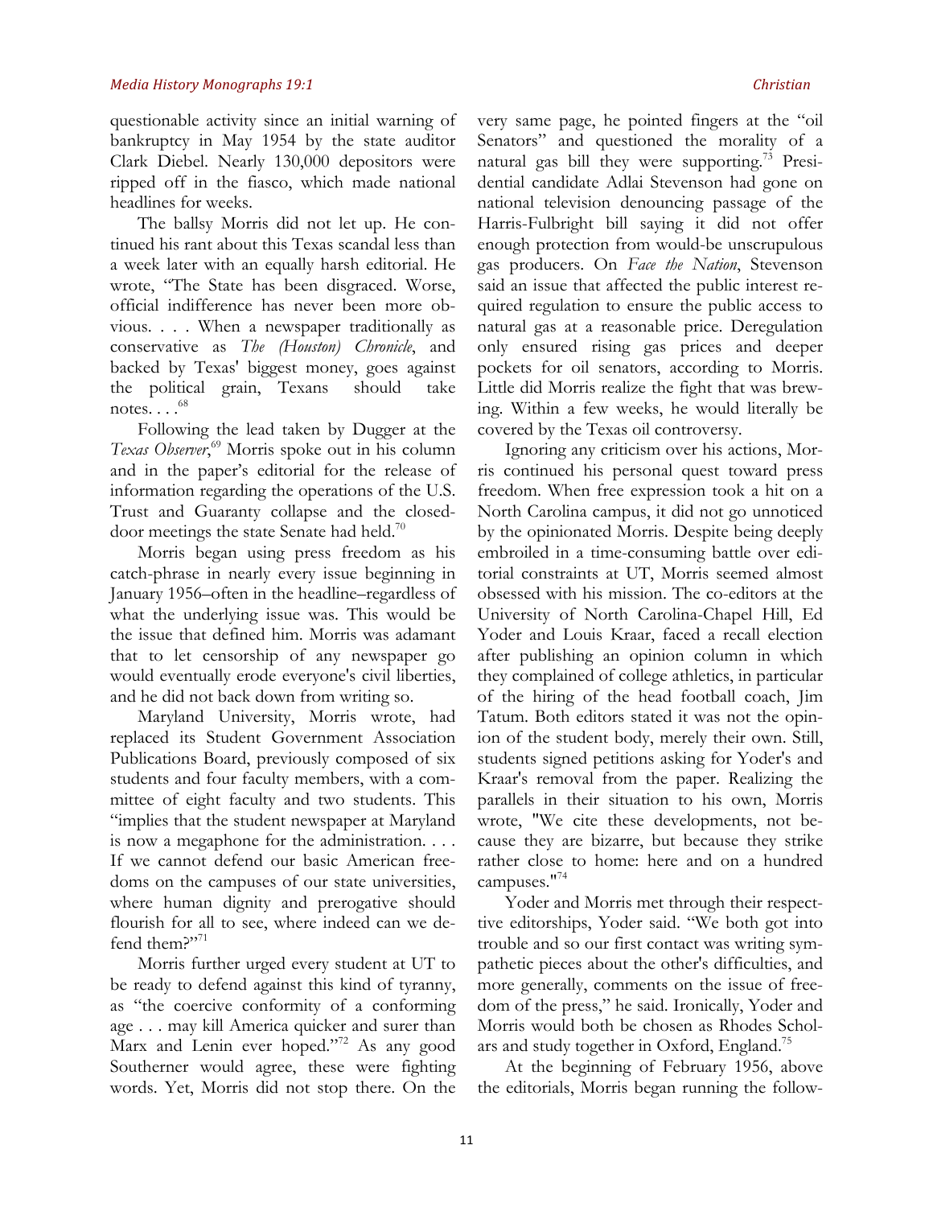questionable activity since an initial warning of bankruptcy in May 1954 by the state auditor Clark Diebel. Nearly 130,000 depositors were ripped off in the fiasco, which made national headlines for weeks.

The ballsy Morris did not let up. He continued his rant about this Texas scandal less than a week later with an equally harsh editorial. He wrote, "The State has been disgraced. Worse, official indifference has never been more obvious. . . . When a newspaper traditionally as conservative as *The (Houston) Chronicle*, and backed by Texas' biggest money, goes against the political grain, Texans should take notes. . . ."[68]

Following the lead taken by Dugger at the *Texas Observer*,[69] Morris spoke out in his column and in the paper's editorial for the release of information regarding the operations of the U.S. Trust and Guaranty collapse and the closed-door meetings the state Senate had held.[70]

Morris began using press freedom as his catch-phrase in nearly every issue beginning in January 1956–often in the headline–regardless of what the underlying issue was. This would be the issue that defined him. Morris was adamant that to let censorship of any newspaper go would eventually erode everyone's civil liberties, and he did not back down from writing so.

Maryland University, Morris wrote, had replaced its Student Government Association Publications Board, previously composed of six students and four faculty members, with a committee of eight faculty and two students. This "implies that the student newspaper at Maryland is now a megaphone for the administration. . . . If we cannot defend our basic American freedoms on the campuses of our state universities, where human dignity and prerogative should flourish for all to see, where indeed can we defend them?"[71]

Morris further urged every student at UT to be ready to defend against this kind of tyranny, as "the coercive conformity of a conforming age . . . may kill America quicker and surer than Marx and Lenin ever hoped."[72] As any good Southerner would agree, these were fighting words. Yet, Morris did not stop there. On the very same page, he pointed fingers at the "oil Senators" and questioned the morality of a natural gas bill they were supporting.[73] Presidential candidate Adlai Stevenson had gone on national television denouncing passage of the Harris-Fulbright bill saying it did not offer enough protection from would-be unscrupulous gas producers. On *Face the Nation*, Stevenson said an issue that affected the public interest required regulation to ensure the public access to natural gas at a reasonable price. Deregulation only ensured rising gas prices and deeper pockets for oil senators, according to Morris. Little did Morris realize the fight that was brewing. Within a few weeks, he would literally be covered by the Texas oil controversy.

Ignoring any criticism over his actions, Morris continued his personal quest toward press freedom. When free expression took a hit on a North Carolina campus, it did not go unnoticed by the opinionated Morris. Despite being deeply embroiled in a time-consuming battle over editorial constraints at UT, Morris seemed almost obsessed with his mission. The co-editors at the University of North Carolina-Chapel Hill, Ed Yoder and Louis Kraar, faced a recall election after publishing an opinion column in which they complained of college athletics, in particular of the hiring of the head football coach, Jim Tatum. Both editors stated it was not the opinion of the student body, merely their own. Still, students signed petitions asking for Yoder's and Kraar's removal from the paper. Realizing the parallels in their situation to his own, Morris wrote, "We cite these developments, not because they are bizarre, but because they strike rather close to home: here and on a hundred campuses."[74]

Yoder and Morris met through their respective editorships, Yoder said. "We both got into trouble and so our first contact was writing sympathetic pieces about the other's difficulties, and more generally, comments on the issue of freedom of the press," he said. Ironically, Yoder and Morris would both be chosen as Rhodes Scholars and study together in Oxford, England.[75]

At the beginning of February 1956, above the editorials, Morris began running the follow-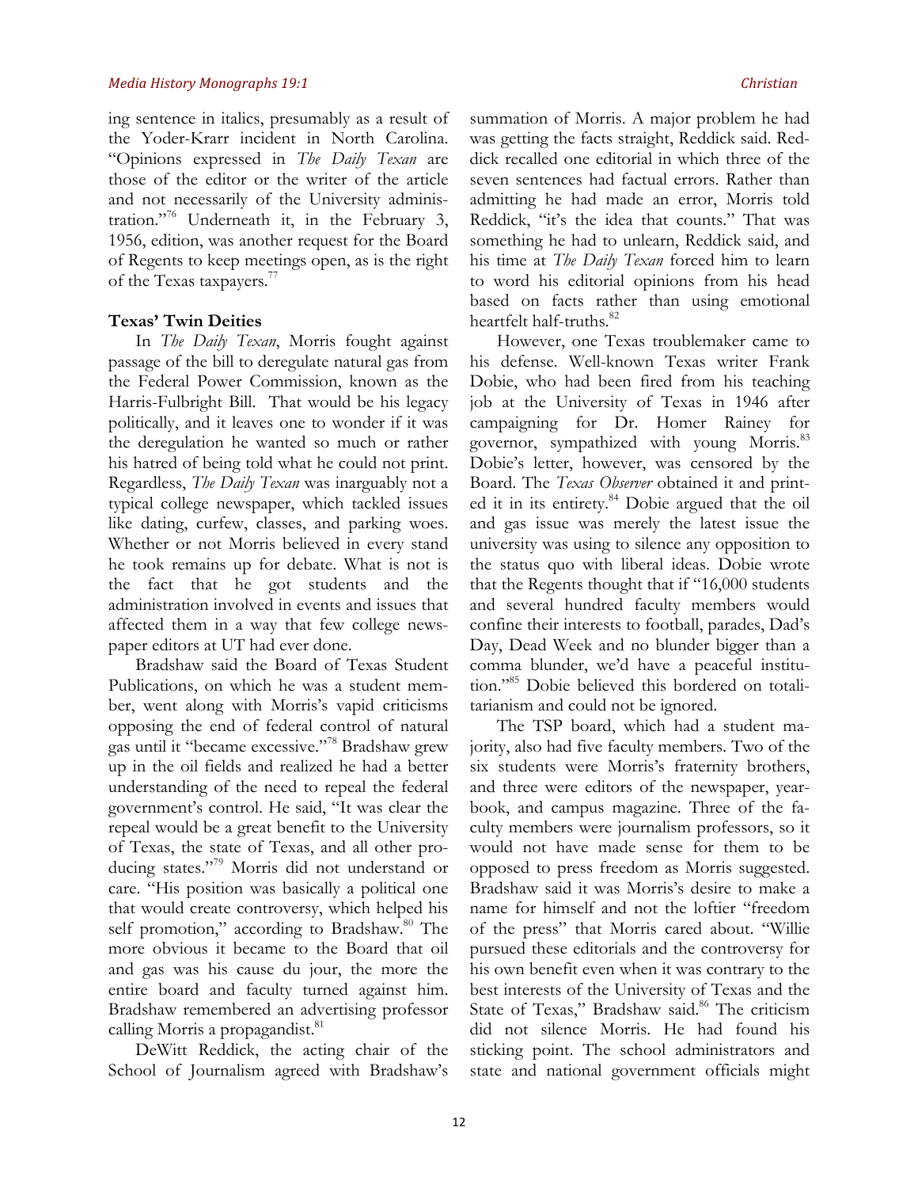ing sentence in italics, presumably as a result of the Yoder-Krarr incident in North Carolina. "Opinions expressed in *The Daily Texan* are those of the editor or the writer of the article and not necessarily of the University administration."[76] Underneath it, in the February 3, 1956, edition, was another request for the Board of Regents to keep meetings open, as is the right of the Texas taxpayers.[77]

**Texas' Twin Deities**

In *The Daily Texan*, Morris fought against passage of the bill to deregulate natural gas from the Federal Power Commission, known as the Harris-Fulbright Bill. That would be his legacy politically, and it leaves one to wonder if it was the deregulation he wanted so much or rather his hatred of being told what he could not print. Regardless, *The Daily Texan* was inarguably not a typical college newspaper, which tackled issues like dating, curfew, classes, and parking woes. Whether or not Morris believed in every stand he took remains up for debate. What is not is the fact that he got students and the administration involved in events and issues that affected them in a way that few college newspaper editors at UT had ever done.

Bradshaw said the Board of Texas Student Publications, on which he was a student member, went along with Morris's vapid criticisms opposing the end of federal control of natural gas until it "became excessive."[78] Bradshaw grew up in the oil fields and realized he had a better understanding of the need to repeal the federal government's control. He said, "It was clear the repeal would be a great benefit to the University of Texas, the state of Texas, and all other producing states."[79] Morris did not understand or care. "His position was basically a political one that would create controversy, which helped his self promotion," according to Bradshaw.[80] The more obvious it became to the Board that oil and gas was his cause du jour, the more the entire board and faculty turned against him. Bradshaw remembered an advertising professor calling Morris a propagandist.[81]

DeWitt Reddick, the acting chair of the School of Journalism agreed with Bradshaw's summation of Morris. A major problem he had was getting the facts straight, Reddick said. Reddick recalled one editorial in which three of the seven sentences had factual errors. Rather than admitting he had made an error, Morris told Reddick, "it's the idea that counts." That was something he had to unlearn, Reddick said, and his time at *The Daily Texan* forced him to learn to word his editorial opinions from his head based on facts rather than using emotional heartfelt half-truths.[82]

However, one Texas troublemaker came to his defense. Well-known Texas writer Frank Dobie, who had been fired from his teaching job at the University of Texas in 1946 after campaigning for Dr. Homer Rainey for governor, sympathized with young Morris.[83] Dobie's letter, however, was censored by the Board. The *Texas Observer* obtained it and printed it in its entirety.[84] Dobie argued that the oil and gas issue was merely the latest issue the university was using to silence any opposition to the status quo with liberal ideas. Dobie wrote that the Regents thought that if "16,000 students and several hundred faculty members would confine their interests to football, parades, Dad's Day, Dead Week and no blunder bigger than a comma blunder, we'd have a peaceful institution."[85] Dobie believed this bordered on totalitarianism and could not be ignored.

The TSP board, which had a student majority, also had five faculty members. Two of the six students were Morris's fraternity brothers, and three were editors of the newspaper, yearbook, and campus magazine. Three of the faculty members were journalism professors, so it would not have made sense for them to be opposed to press freedom as Morris suggested. Bradshaw said it was Morris's desire to make a name for himself and not the loftier "freedom of the press" that Morris cared about. "Willie pursued these editorials and the controversy for his own benefit even when it was contrary to the best interests of the University of Texas and the State of Texas," Bradshaw said.[86] The criticism did not silence Morris. He had found his sticking point. The school administrators and state and national government officials might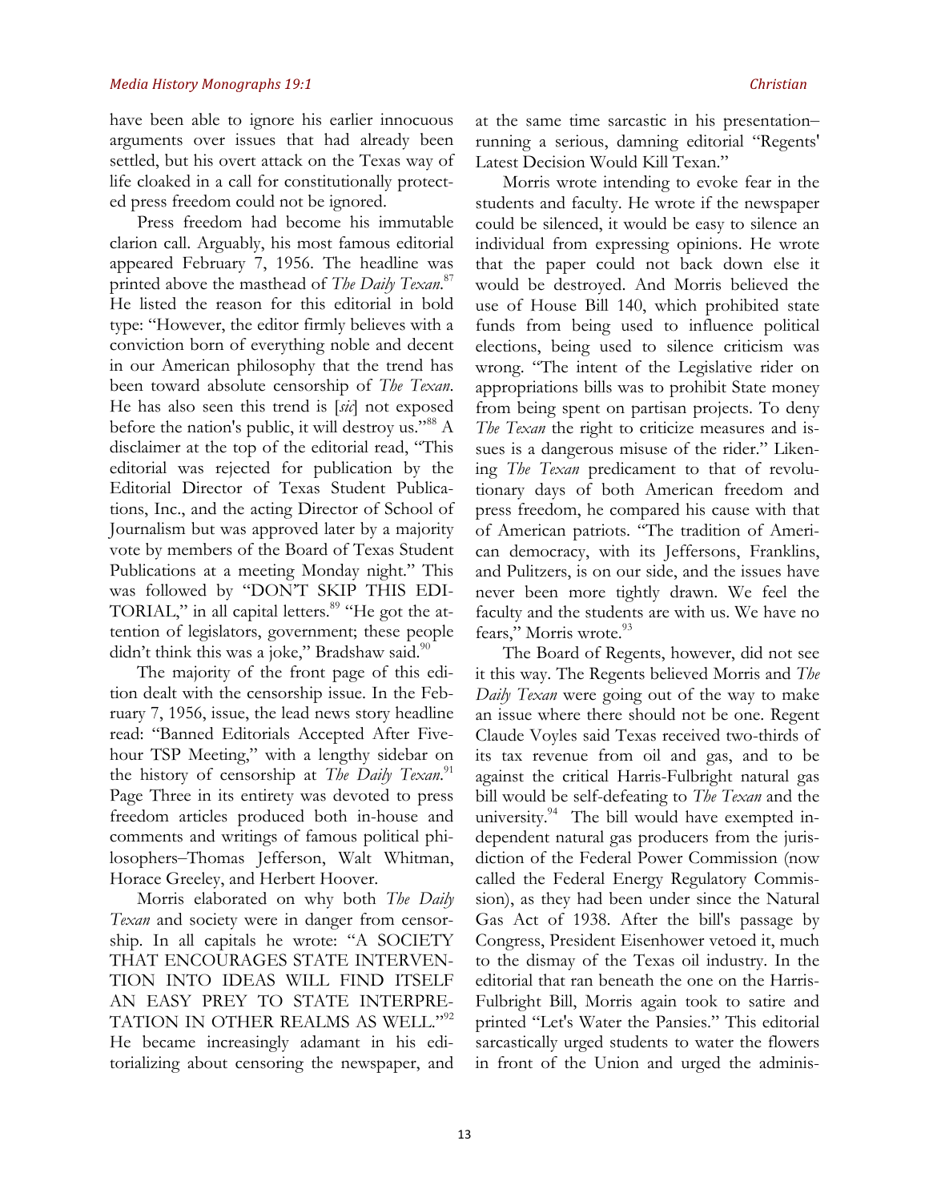have been able to ignore his earlier innocuous arguments over issues that had already been settled, but his overt attack on the Texas way of life cloaked in a call for constitutionally protected press freedom could not be ignored.

Press freedom had become his immutable clarion call. Arguably, his most famous editorial appeared February 7, 1956. The headline was printed above the masthead of *The Daily Texan*.[87] He listed the reason for this editorial in bold type: "However, the editor firmly believes with a conviction born of everything noble and decent in our American philosophy that the trend has been toward absolute censorship of *The Texan*. He has also seen this trend is [*sic*] not exposed before the nation's public, it will destroy us."[88] A disclaimer at the top of the editorial read, "This editorial was rejected for publication by the Editorial Director of Texas Student Publications, Inc., and the acting Director of School of Journalism but was approved later by a majority vote by members of the Board of Texas Student Publications at a meeting Monday night." This was followed by "DON'T SKIP THIS EDITORIAL," in all capital letters.[89] "He got the attention of legislators, government; these people didn't think this was a joke," Bradshaw said.[90]

The majority of the front page of this edition dealt with the censorship issue. In the February 7, 1956, issue, the lead news story headline read: "Banned Editorials Accepted After Five-hour TSP Meeting," with a lengthy sidebar on the history of censorship at *The Daily Texan*.[91] Page Three in its entirety was devoted to press freedom articles produced both in-house and comments and writings of famous political philosophers–Thomas Jefferson, Walt Whitman, Horace Greeley, and Herbert Hoover.

Morris elaborated on why both *The Daily Texan* and society were in danger from censorship. In all capitals he wrote: "A SOCIETY THAT ENCOURAGES STATE INTERVENTION INTO IDEAS WILL FIND ITSELF AN EASY PREY TO STATE INTERPRETATION IN OTHER REALMS AS WELL."[92] He became increasingly adamant in his editorializing about censoring the newspaper, and at the same time sarcastic in his presentation–running a serious, damning editorial "Regents' Latest Decision Would Kill Texan."

Morris wrote intending to evoke fear in the students and faculty. He wrote if the newspaper could be silenced, it would be easy to silence an individual from expressing opinions. He wrote that the paper could not back down else it would be destroyed. And Morris believed the use of House Bill 140, which prohibited state funds from being used to influence political elections, being used to silence criticism was wrong. "The intent of the Legislative rider on appropriations bills was to prohibit State money from being spent on partisan projects. To deny *The Texan* the right to criticize measures and issues is a dangerous misuse of the rider." Likening *The Texan* predicament to that of revolutionary days of both American freedom and press freedom, he compared his cause with that of American patriots. "The tradition of American democracy, with its Jeffersons, Franklins, and Pulitzers, is on our side, and the issues have never been more tightly drawn. We feel the faculty and the students are with us. We have no fears," Morris wrote.[93]

The Board of Regents, however, did not see it this way. The Regents believed Morris and *The Daily Texan* were going out of the way to make an issue where there should not be one. Regent Claude Voyles said Texas received two-thirds of its tax revenue from oil and gas, and to be against the critical Harris-Fulbright natural gas bill would be self-defeating to *The Texan* and the university.[94] The bill would have exempted independent natural gas producers from the jurisdiction of the Federal Power Commission (now called the Federal Energy Regulatory Commission), as they had been under since the Natural Gas Act of 1938. After the bill's passage by Congress, President Eisenhower vetoed it, much to the dismay of the Texas oil industry. In the editorial that ran beneath the one on the Harris-Fulbright Bill, Morris again took to satire and printed "Let's Water the Pansies." This editorial sarcastically urged students to water the flowers in front of the Union and urged the adminis-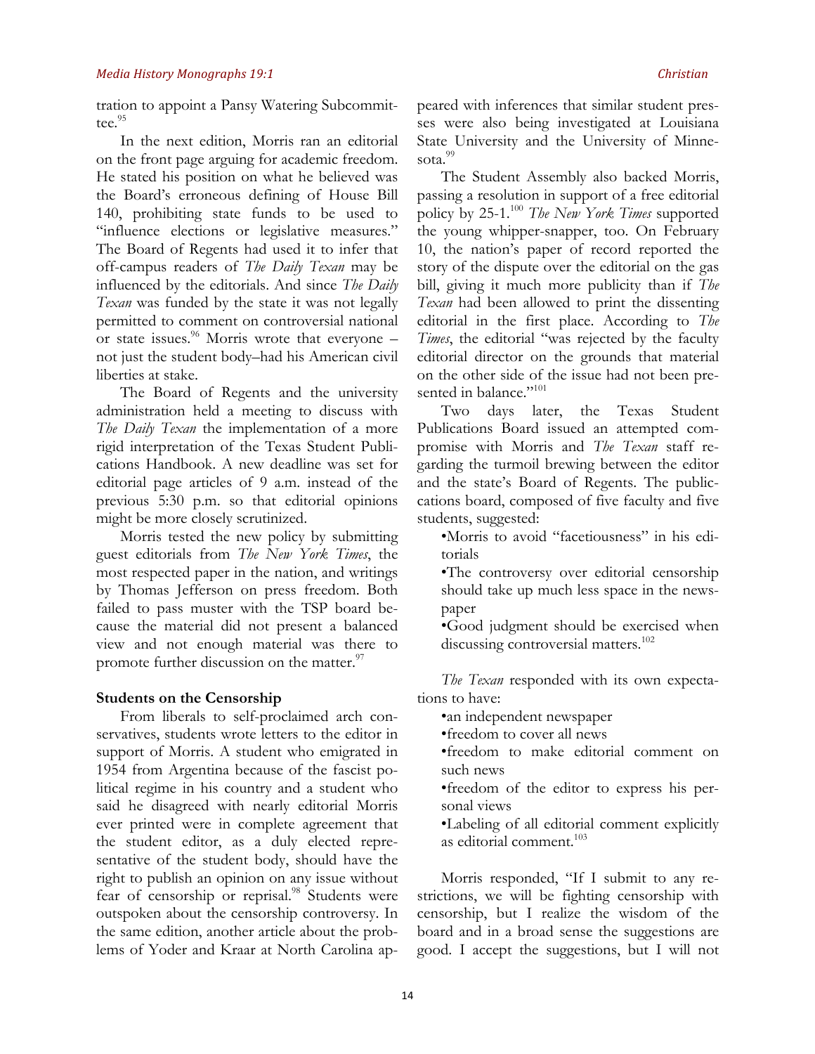tration to appoint a Pansy Watering Subcommittee.[95]

In the next edition, Morris ran an editorial on the front page arguing for academic freedom. He stated his position on what he believed was the Board's erroneous defining of House Bill 140, prohibiting state funds to be used to "influence elections or legislative measures." The Board of Regents had used it to infer that off-campus readers of *The Daily Texan* may be influenced by the editorials. And since *The Daily Texan* was funded by the state it was not legally permitted to comment on controversial national or state issues.[96] Morris wrote that everyone – not just the student body–had his American civil liberties at stake.

The Board of Regents and the university administration held a meeting to discuss with *The Daily Texan* the implementation of a more rigid interpretation of the Texas Student Publications Handbook. A new deadline was set for editorial page articles of 9 a.m. instead of the previous 5:30 p.m. so that editorial opinions might be more closely scrutinized.

Morris tested the new policy by submitting guest editorials from *The New York Times*, the most respected paper in the nation, and writings by Thomas Jefferson on press freedom. Both failed to pass muster with the TSP board because the material did not present a balanced view and not enough material was there to promote further discussion on the matter.[97]

### Students on the Censorship

From liberals to self-proclaimed arch conservatives, students wrote letters to the editor in support of Morris. A student who emigrated in 1954 from Argentina because of the fascist political regime in his country and a student who said he disagreed with nearly editorial Morris ever printed were in complete agreement that the student editor, as a duly elected representative of the student body, should have the right to publish an opinion on any issue without fear of censorship or reprisal.[98] Students were outspoken about the censorship controversy. In the same edition, another article about the problems of Yoder and Kraar at North Carolina appeared with inferences that similar student presses were also being investigated at Louisiana State University and the University of Minnesota.[99]

The Student Assembly also backed Morris, passing a resolution in support of a free editorial policy by 25-1.[100] *The New York Times* supported the young whipper-snapper, too. On February 10, the nation's paper of record reported the story of the dispute over the editorial on the gas bill, giving it much more publicity than if *The Texan* had been allowed to print the dissenting editorial in the first place. According to *The Times*, the editorial "was rejected by the faculty editorial director on the grounds that material on the other side of the issue had not been presented in balance."[101]

Two days later, the Texas Student Publications Board issued an attempted compromise with Morris and *The Texan* staff regarding the turmoil brewing between the editor and the state's Board of Regents. The publications board, composed of five faculty and five students, suggested:

- Morris to avoid "facetiousness" in his editorials
- The controversy over editorial censorship should take up much less space in the newspaper
- Good judgment should be exercised when discussing controversial matters.[102]

*The Texan* responded with its own expectations to have:

- an independent newspaper
- freedom to cover all news
- freedom to make editorial comment on such news
- freedom of the editor to express his personal views
- Labeling of all editorial comment explicitly as editorial comment.[103]

Morris responded, "If I submit to any restrictions, we will be fighting censorship with censorship, but I realize the wisdom of the board and in a broad sense the suggestions are good. I accept the suggestions, but I will not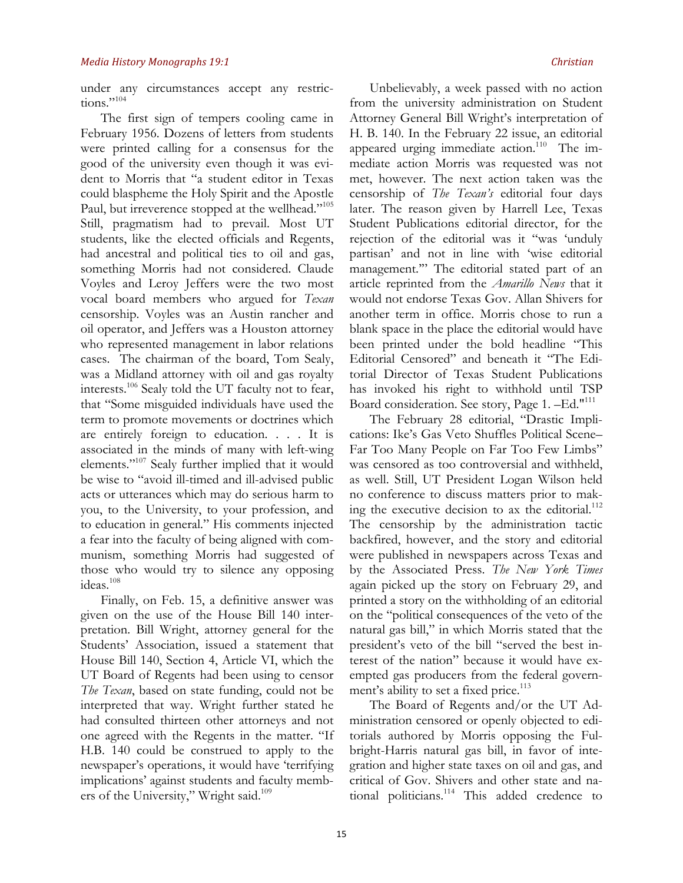under any circumstances accept any restrictions."[104]

The first sign of tempers cooling came in February 1956. Dozens of letters from students were printed calling for a consensus for the good of the university even though it was evident to Morris that "a student editor in Texas could blaspheme the Holy Spirit and the Apostle Paul, but irreverence stopped at the wellhead."[105] Still, pragmatism had to prevail. Most UT students, like the elected officials and Regents, had ancestral and political ties to oil and gas, something Morris had not considered. Claude Voyles and Leroy Jeffers were the two most vocal board members who argued for *Texan* censorship. Voyles was an Austin rancher and oil operator, and Jeffers was a Houston attorney who represented management in labor relations cases. The chairman of the board, Tom Sealy, was a Midland attorney with oil and gas royalty interests.[106] Sealy told the UT faculty not to fear, that "Some misguided individuals have used the term to promote movements or doctrines which are entirely foreign to education. . . . It is associated in the minds of many with left-wing elements."[107] Sealy further implied that it would be wise to "avoid ill-timed and ill-advised public acts or utterances which may do serious harm to you, to the University, to your profession, and to education in general." His comments injected a fear into the faculty of being aligned with communism, something Morris had suggested of those who would try to silence any opposing ideas.[108]

Finally, on Feb. 15, a definitive answer was given on the use of the House Bill 140 interpretation. Bill Wright, attorney general for the Students' Association, issued a statement that House Bill 140, Section 4, Article VI, which the UT Board of Regents had been using to censor *The Texan*, based on state funding, could not be interpreted that way. Wright further stated he had consulted thirteen other attorneys and not one agreed with the Regents in the matter. "If H.B. 140 could be construed to apply to the newspaper's operations, it would have 'terrifying implications' against students and faculty members of the University," Wright said.[109]

Unbelievably, a week passed with no action from the university administration on Student Attorney General Bill Wright's interpretation of H. B. 140. In the February 22 issue, an editorial appeared urging immediate action.[110] The immediate action Morris was requested was not met, however. The next action taken was the censorship of *The Texan's* editorial four days later. The reason given by Harrell Lee, Texas Student Publications editorial director, for the rejection of the editorial was it "was 'unduly partisan' and not in line with 'wise editorial management.'" The editorial stated part of an article reprinted from the *Amarillo News* that it would not endorse Texas Gov. Allan Shivers for another term in office. Morris chose to run a blank space in the place the editorial would have been printed under the bold headline "This Editorial Censored" and beneath it "The Editorial Director of Texas Student Publications has invoked his right to withhold until TSP Board consideration. See story, Page 1. –Ed."[111]

The February 28 editorial, "Drastic Implications: Ike's Gas Veto Shuffles Political Scene–Far Too Many People on Far Too Few Limbs" was censored as too controversial and withheld, as well. Still, UT President Logan Wilson held no conference to discuss matters prior to making the executive decision to ax the editorial.[112] The censorship by the administration tactic backfired, however, and the story and editorial were published in newspapers across Texas and by the Associated Press. *The New York Times* again picked up the story on February 29, and printed a story on the withholding of an editorial on the "political consequences of the veto of the natural gas bill," in which Morris stated that the president's veto of the bill "served the best interest of the nation" because it would have exempted gas producers from the federal government's ability to set a fixed price.[113]

The Board of Regents and/or the UT Administration censored or openly objected to editorials authored by Morris opposing the Fulbright-Harris natural gas bill, in favor of integration and higher state taxes on oil and gas, and critical of Gov. Shivers and other state and national politicians.[114] This added credence to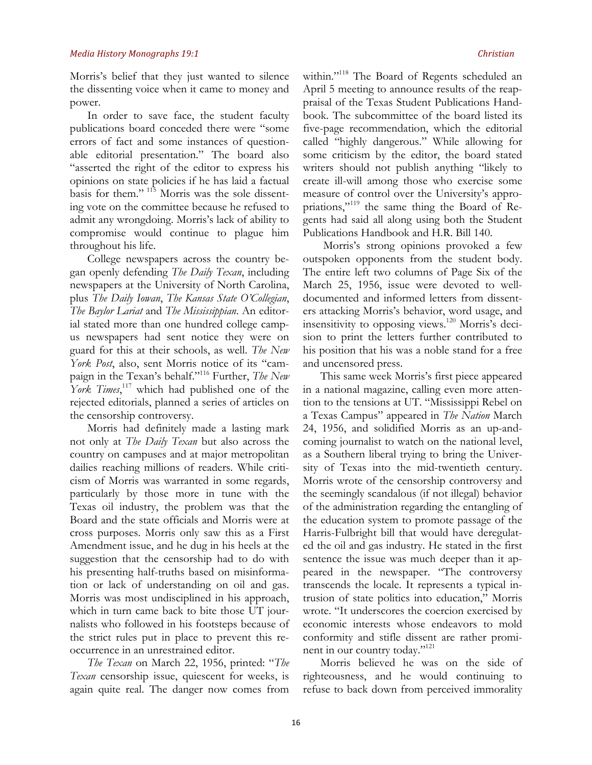Morris's belief that they just wanted to silence the dissenting voice when it came to money and power.

In order to save face, the student faculty publications board conceded there were "some errors of fact and some instances of questionable editorial presentation." The board also "asserted the right of the editor to express his opinions on state policies if he has laid a factual basis for them." [115] Morris was the sole dissenting vote on the committee because he refused to admit any wrongdoing. Morris's lack of ability to compromise would continue to plague him throughout his life.

College newspapers across the country began openly defending *The Daily Texan*, including newspapers at the University of North Carolina, plus *The Daily Iowan*, *The Kansas State O'Collegian*, *The Baylor Lariat* and *The Mississippian*. An editorial stated more than one hundred college campus newspapers had sent notice they were on guard for this at their schools, as well. *The New York Post*, also, sent Morris notice of its "campaign in the Texan's behalf."[116] Further, *The New York Times*,[117] which had published one of the rejected editorials, planned a series of articles on the censorship controversy.

Morris had definitely made a lasting mark not only at *The Daily Texan* but also across the country on campuses and at major metropolitan dailies reaching millions of readers. While criticism of Morris was warranted in some regards, particularly by those more in tune with the Texas oil industry, the problem was that the Board and the state officials and Morris were at cross purposes. Morris only saw this as a First Amendment issue, and he dug in his heels at the suggestion that the censorship had to do with his presenting half-truths based on misinformation or lack of understanding on oil and gas. Morris was most undisciplined in his approach, which in turn came back to bite those UT journalists who followed in his footsteps because of the strict rules put in place to prevent this reoccurrence in an unrestrained editor.

*The Texan* on March 22, 1956, printed: "*The Texan* censorship issue, quiescent for weeks, is again quite real. The danger now comes from within."[118] The Board of Regents scheduled an April 5 meeting to announce results of the reappraisal of the Texas Student Publications Handbook. The subcommittee of the board listed its five-page recommendation, which the editorial called "highly dangerous." While allowing for some criticism by the editor, the board stated writers should not publish anything "likely to create ill-will among those who exercise some measure of control over the University's appropriations,"[119] the same thing the Board of Regents had said all along using both the Student Publications Handbook and H.R. Bill 140.

Morris's strong opinions provoked a few outspoken opponents from the student body. The entire left two columns of Page Six of the March 25, 1956, issue were devoted to well-documented and informed letters from dissenters attacking Morris's behavior, word usage, and insensitivity to opposing views.[120] Morris's decision to print the letters further contributed to his position that his was a noble stand for a free and uncensored press.

This same week Morris's first piece appeared in a national magazine, calling even more attention to the tensions at UT. "Mississippi Rebel on a Texas Campus" appeared in *The Nation* March 24, 1956, and solidified Morris as an up-and-coming journalist to watch on the national level, as a Southern liberal trying to bring the University of Texas into the mid-twentieth century. Morris wrote of the censorship controversy and the seemingly scandalous (if not illegal) behavior of the administration regarding the entangling of the education system to promote passage of the Harris-Fulbright bill that would have deregulated the oil and gas industry. He stated in the first sentence the issue was much deeper than it appeared in the newspaper. "The controversy transcends the locale. It represents a typical intrusion of state politics into education," Morris wrote. "It underscores the coercion exercised by economic interests whose endeavors to mold conformity and stifle dissent are rather prominent in our country today."[121]

Morris believed he was on the side of righteousness, and he would continuing to refuse to back down from perceived immorality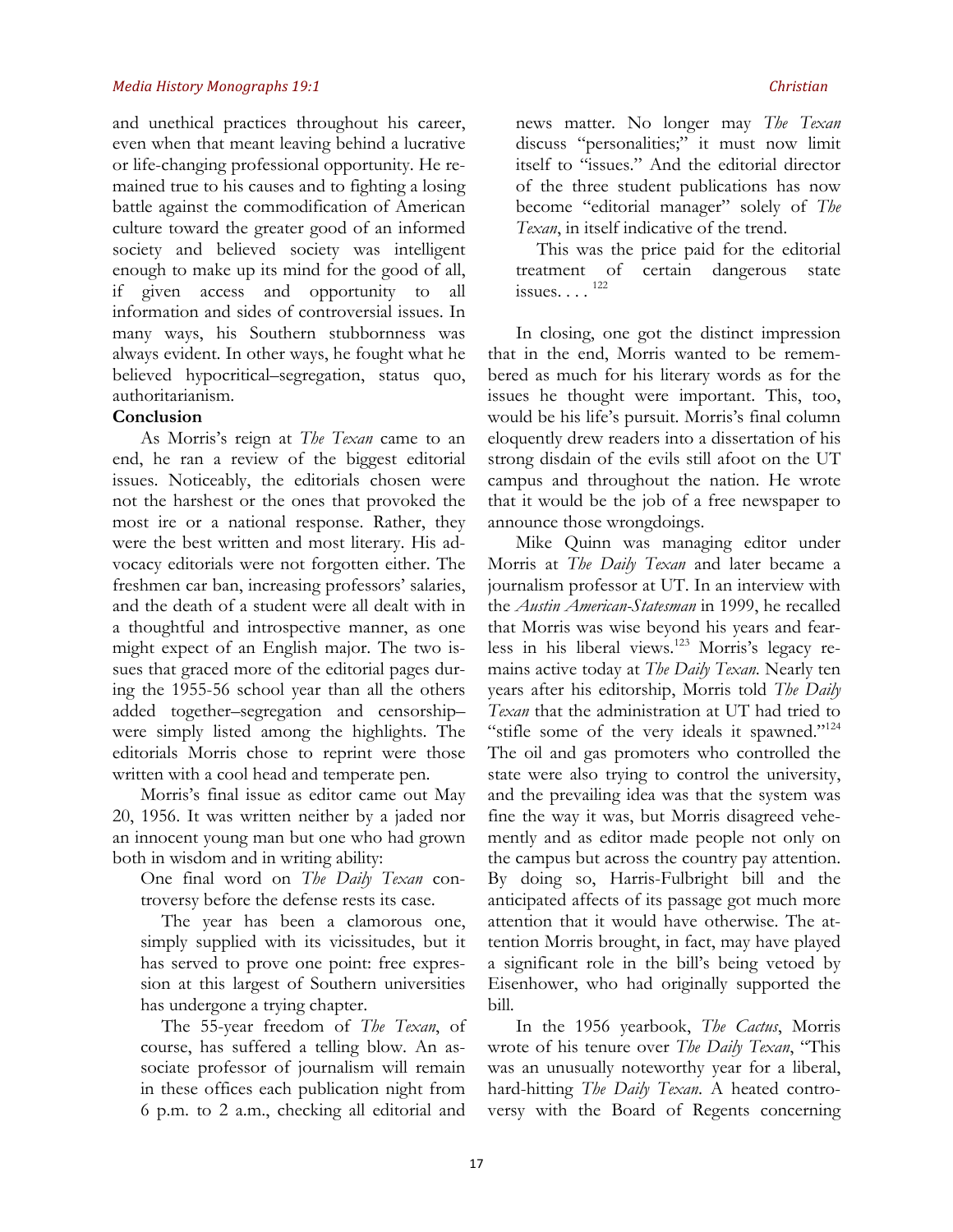and unethical practices throughout his career, even when that meant leaving behind a lucrative or life-changing professional opportunity. He remained true to his causes and to fighting a losing battle against the commodification of American culture toward the greater good of an informed society and believed society was intelligent enough to make up its mind for the good of all, if given access and opportunity to all information and sides of controversial issues. In many ways, his Southern stubbornness was always evident. In other ways, he fought what he believed hypocritical–segregation, status quo, authoritarianism.

## Conclusion

As Morris's reign at *The Texan* came to an end, he ran a review of the biggest editorial issues. Noticeably, the editorials chosen were not the harshest or the ones that provoked the most ire or a national response. Rather, they were the best written and most literary. His advocacy editorials were not forgotten either. The freshmen car ban, increasing professors' salaries, and the death of a student were all dealt with in a thoughtful and introspective manner, as one might expect of an English major. The two issues that graced more of the editorial pages during the 1955-56 school year than all the others added together–segregation and censorship–were simply listed among the highlights. The editorials Morris chose to reprint were those written with a cool head and temperate pen.

Morris's final issue as editor came out May 20, 1956. It was written neither by a jaded nor an innocent young man but one who had grown both in wisdom and in writing ability:

> One final word on *The Daily Texan* controversy before the defense rests its case.
>
> The year has been a clamorous one, simply supplied with its vicissitudes, but it has served to prove one point: free expression at this largest of Southern universities has undergone a trying chapter.
>
> The 55-year freedom of *The Texan*, of course, has suffered a telling blow. An associate professor of journalism will remain in these offices each publication night from 6 p.m. to 2 a.m., checking all editorial and news matter. No longer may *The Texan* discuss "personalities;" it must now limit itself to "issues." And the editorial director of the three student publications has now become "editorial manager" solely of *The Texan*, in itself indicative of the trend.
>
> This was the price paid for the editorial treatment of certain dangerous state issues. . . . [122]

In closing, one got the distinct impression that in the end, Morris wanted to be remembered as much for his literary words as for the issues he thought were important. This, too, would be his life's pursuit. Morris's final column eloquently drew readers into a dissertation of his strong disdain of the evils still afoot on the UT campus and throughout the nation. He wrote that it would be the job of a free newspaper to announce those wrongdoings.

Mike Quinn was managing editor under Morris at *The Daily Texan* and later became a journalism professor at UT. In an interview with the *Austin American-Statesman* in 1999, he recalled that Morris was wise beyond his years and fearless in his liberal views.[123] Morris's legacy remains active today at *The Daily Texan*. Nearly ten years after his editorship, Morris told *The Daily Texan* that the administration at UT had tried to "stifle some of the very ideals it spawned."[124] The oil and gas promoters who controlled the state were also trying to control the university, and the prevailing idea was that the system was fine the way it was, but Morris disagreed vehemently and as editor made people not only on the campus but across the country pay attention. By doing so, Harris-Fulbright bill and the anticipated affects of its passage got much more attention that it would have otherwise. The attention Morris brought, in fact, may have played a significant role in the bill's being vetoed by Eisenhower, who had originally supported the bill.

In the 1956 yearbook, *The Cactus*, Morris wrote of his tenure over *The Daily Texan*, "This was an unusually noteworthy year for a liberal, hard-hitting *The Daily Texan*. A heated controversy with the Board of Regents concerning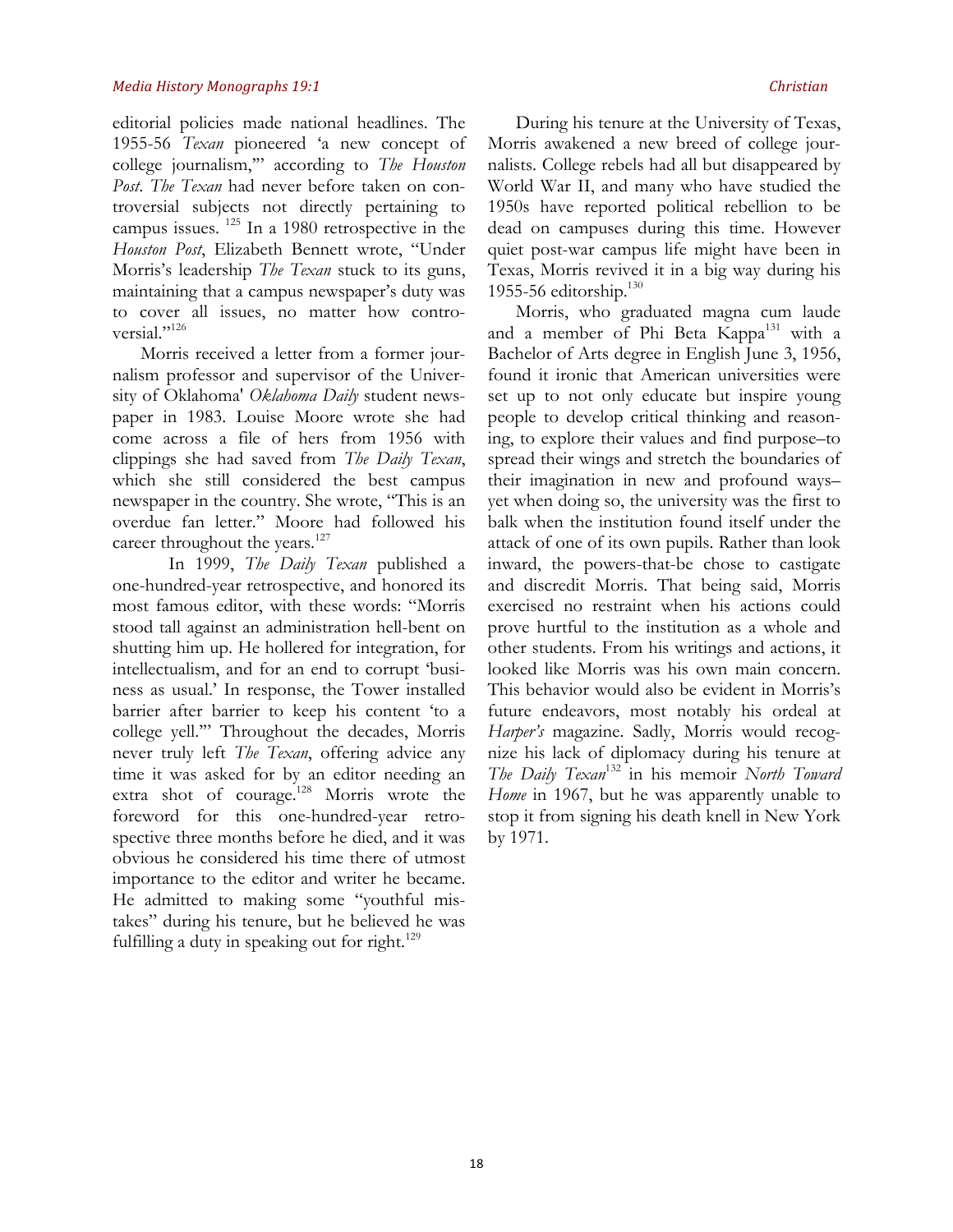editorial policies made national headlines. The 1955-56 *Texan* pioneered 'a new concept of college journalism,'" according to *The Houston Post*. *The Texan* had never before taken on controversial subjects not directly pertaining to campus issues. [125] In a 1980 retrospective in the *Houston Post*, Elizabeth Bennett wrote, "Under Morris's leadership *The Texan* stuck to its guns, maintaining that a campus newspaper's duty was to cover all issues, no matter how controversial."[126]

Morris received a letter from a former journalism professor and supervisor of the University of Oklahoma' *Oklahoma Daily* student newspaper in 1983. Louise Moore wrote she had come across a file of hers from 1956 with clippings she had saved from *The Daily Texan*, which she still considered the best campus newspaper in the country. She wrote, "This is an overdue fan letter." Moore had followed his career throughout the years.[127]

In 1999, *The Daily Texan* published a one-hundred-year retrospective, and honored its most famous editor, with these words: "Morris stood tall against an administration hell-bent on shutting him up. He hollered for integration, for intellectualism, and for an end to corrupt 'business as usual.' In response, the Tower installed barrier after barrier to keep his content 'to a college yell.'" Throughout the decades, Morris never truly left *The Texan*, offering advice any time it was asked for by an editor needing an extra shot of courage.[128] Morris wrote the foreword for this one-hundred-year retrospective three months before he died, and it was obvious he considered his time there of utmost importance to the editor and writer he became. He admitted to making some "youthful mistakes" during his tenure, but he believed he was fulfilling a duty in speaking out for right.[129]

During his tenure at the University of Texas, Morris awakened a new breed of college journalists. College rebels had all but disappeared by World War II, and many who have studied the 1950s have reported political rebellion to be dead on campuses during this time. However quiet post-war campus life might have been in Texas, Morris revived it in a big way during his 1955-56 editorship.[130]

Morris, who graduated magna cum laude and a member of Phi Beta Kappa[131] with a Bachelor of Arts degree in English June 3, 1956, found it ironic that American universities were set up to not only educate but inspire young people to develop critical thinking and reasoning, to explore their values and find purpose–to spread their wings and stretch the boundaries of their imagination in new and profound ways–yet when doing so, the university was the first to balk when the institution found itself under the attack of one of its own pupils. Rather than look inward, the powers-that-be chose to castigate and discredit Morris. That being said, Morris exercised no restraint when his actions could prove hurtful to the institution as a whole and other students. From his writings and actions, it looked like Morris was his own main concern. This behavior would also be evident in Morris's future endeavors, most notably his ordeal at *Harper's* magazine. Sadly, Morris would recognize his lack of diplomacy during his tenure at *The Daily Texan*[132] in his memoir *North Toward Home* in 1967, but he was apparently unable to stop it from signing his death knell in New York by 1971.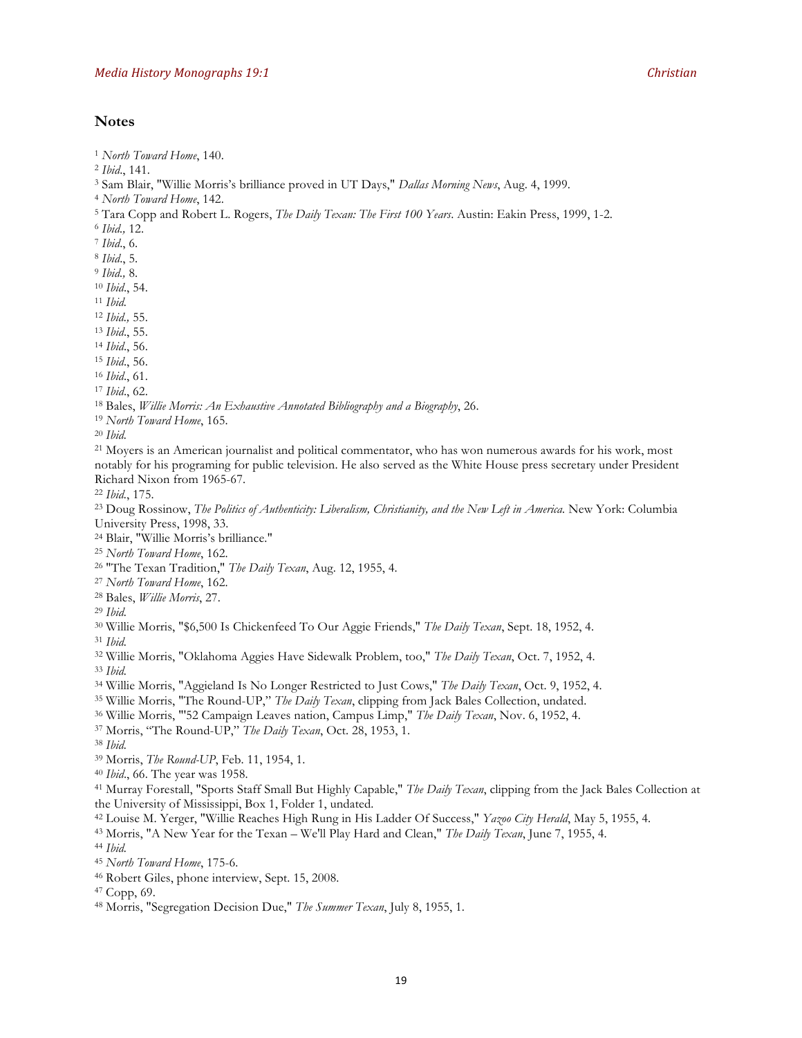## Notes

[1] *North Toward Home*, 140.
[2] *Ibid*., 141.
[3] Sam Blair, "Willie Morris's brilliance proved in UT Days," *Dallas Morning News*, Aug. 4, 1999.
[4] *North Toward Home*, 142.
[5] Tara Copp and Robert L. Rogers, *The Daily Texan: The First 100 Years*. Austin: Eakin Press, 1999, 1-2.
[6] *Ibid.,* 12.
[7] *Ibid*., 6.
[8] *Ibid*., 5.
[9] *Ibid.,* 8.
[10] *Ibid*., 54.
[11] *Ibid.*
[12] *Ibid.,* 55.
[13] *Ibid*., 55.
[14] *Ibid*., 56.
[15] *Ibid*., 56.
[16] *Ibid*., 61.
[17] *Ibid*., 62.
[18] Bales, *Willie Morris: An Exhaustive Annotated Bibliography and a Biography*, 26.
[19] *North Toward Home*, 165.
[20] *Ibid.*
[21] Moyers is an American journalist and political commentator, who has won numerous awards for his work, most notably for his programing for public television. He also served as the White House press secretary under President Richard Nixon from 1965-67.
[22] *Ibid*., 175.
[23] Doug Rossinow, *The Politics of Authenticity: Liberalism, Christianity, and the New Left in America.* New York: Columbia University Press, 1998, 33.
[24] Blair, "Willie Morris's brilliance."
[25] *North Toward Home*, 162.
[26] "The Texan Tradition," *The Daily Texan*, Aug. 12, 1955, 4.
[27] *North Toward Home*, 162.
[28] Bales, *Willie Morris*, 27.
[29] *Ibid.*
[30] Willie Morris, "$6,500 Is Chickenfeed To Our Aggie Friends," *The Daily Texan*, Sept. 18, 1952, 4.
[31] *Ibid.*
[32] Willie Morris, "Oklahoma Aggies Have Sidewalk Problem, too," *The Daily Texan*, Oct. 7, 1952, 4.
[33] *Ibid.*
[34] Willie Morris, "Aggieland Is No Longer Restricted to Just Cows," *The Daily Texan*, Oct. 9, 1952, 4.
[35] Willie Morris, "The Round-UP," *The Daily Texan*, clipping from Jack Bales Collection, undated.
[36] Willie Morris, "'52 Campaign Leaves nation, Campus Limp," *The Daily Texan*, Nov. 6, 1952, 4.
[37] Morris, "The Round-UP," *The Daily Texan*, Oct. 28, 1953, 1.
[38] *Ibid.*
[39] Morris, *The Round-UP*, Feb. 11, 1954, 1.
[40] *Ibid*., 66. The year was 1958.
[41] Murray Forestall, "Sports Staff Small But Highly Capable," *The Daily Texan*, clipping from the Jack Bales Collection at the University of Mississippi, Box 1, Folder 1, undated.
[42] Louise M. Yerger, "Willie Reaches High Rung in His Ladder Of Success," *Yazoo City Herald*, May 5, 1955, 4.
[43] Morris, "A New Year for the Texan – We'll Play Hard and Clean," *The Daily Texan*, June 7, 1955, 4.
[44] *Ibid.*
[45] *North Toward Home*, 175-6.
[46] Robert Giles, phone interview, Sept. 15, 2008.
[47] Copp, 69.
[48] Morris, "Segregation Decision Due," *The Summer Texan*, July 8, 1955, 1.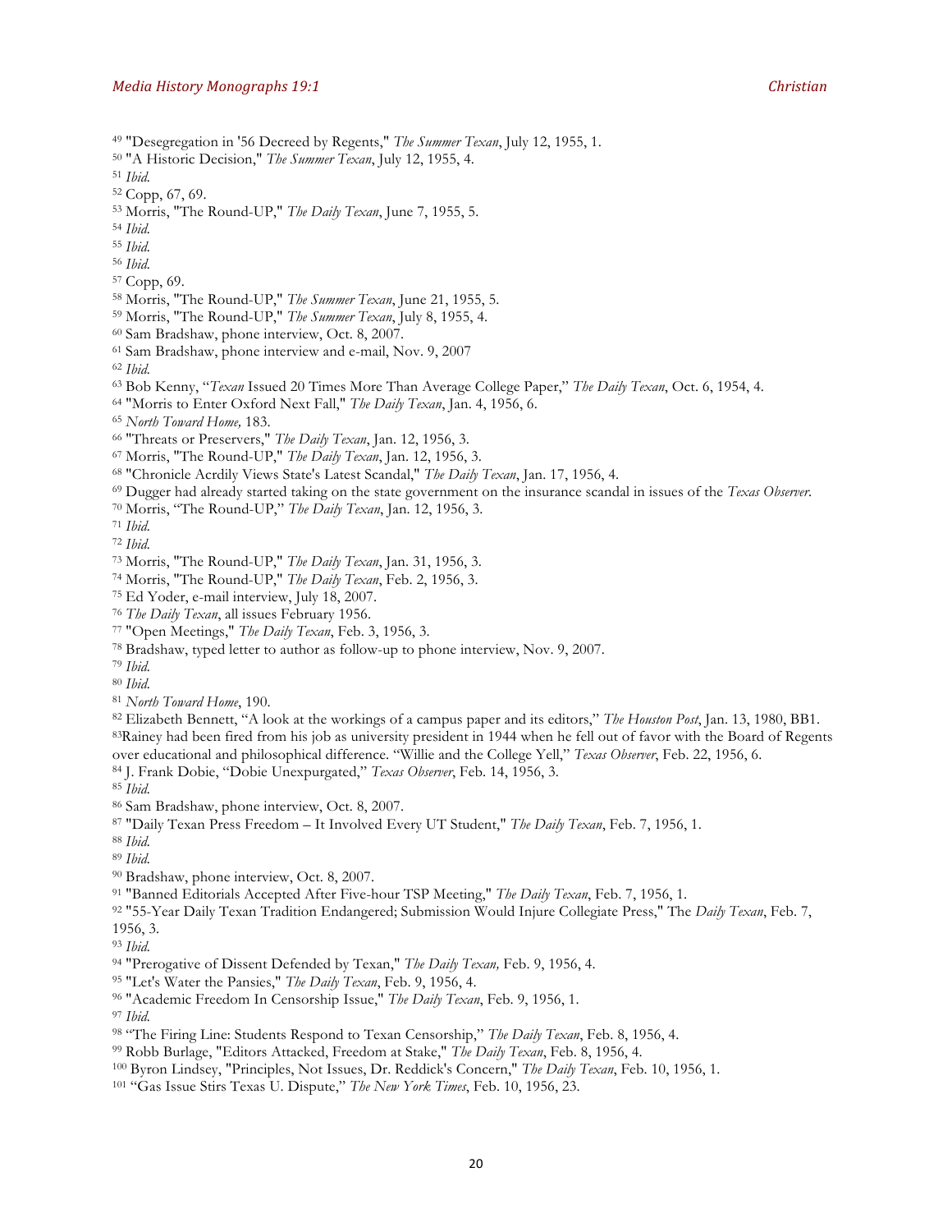[49] "Desegregation in '56 Decreed by Regents," *The Summer Texan*, July 12, 1955, 1.
[50] "A Historic Decision," *The Summer Texan*, July 12, 1955, 4.
[51] *Ibid.*
[52] Copp, 67, 69.
[53] Morris, "The Round-UP," *The Daily Texan*, June 7, 1955, 5.
[54] *Ibid.*
[55] *Ibid.*
[56] *Ibid.*
[57] Copp, 69.
[58] Morris, "The Round-UP," *The Summer Texan*, June 21, 1955, 5.
[59] Morris, "The Round-UP," *The Summer Texan*, July 8, 1955, 4.
[60] Sam Bradshaw, phone interview, Oct. 8, 2007.
[61] Sam Bradshaw, phone interview and e-mail, Nov. 9, 2007
[62] *Ibid.*
[63] Bob Kenny, "*Texan* Issued 20 Times More Than Average College Paper," *The Daily Texan*, Oct. 6, 1954, 4.
[64] "Morris to Enter Oxford Next Fall," *The Daily Texan*, Jan. 4, 1956, 6.
[65] *North Toward Home,* 183.
[66] "Threats or Preservers," *The Daily Texan*, Jan. 12, 1956, 3.
[67] Morris, "The Round-UP," *The Daily Texan*, Jan. 12, 1956, 3.
[68] "Chronicle Acrdily Views State's Latest Scandal," *The Daily Texan*, Jan. 17, 1956, 4.
[69] Dugger had already started taking on the state government on the insurance scandal in issues of the *Texas Observer*.
[70] Morris, "The Round-UP," *The Daily Texan*, Jan. 12, 1956, 3.
[71] *Ibid.*
[72] *Ibid.*
[73] Morris, "The Round-UP," *The Daily Texan*, Jan. 31, 1956, 3.
[74] Morris, "The Round-UP," *The Daily Texan*, Feb. 2, 1956, 3.
[75] Ed Yoder, e-mail interview, July 18, 2007.
[76] *The Daily Texan*, all issues February 1956.
[77] "Open Meetings," *The Daily Texan*, Feb. 3, 1956, 3.
[78] Bradshaw, typed letter to author as follow-up to phone interview, Nov. 9, 2007.
[79] *Ibid.*
[80] *Ibid.*
[81] *North Toward Home*, 190.
[82] Elizabeth Bennett, "A look at the workings of a campus paper and its editors," *The Houston Post*, Jan. 13, 1980, BB1.
[83] Rainey had been fired from his job as university president in 1944 when he fell out of favor with the Board of Regents over educational and philosophical difference. "Willie and the College Yell," *Texas Observer*, Feb. 22, 1956, 6.
[84] J. Frank Dobie, "Dobie Unexpurgated," *Texas Observer*, Feb. 14, 1956, 3.
[85] *Ibid.*
[86] Sam Bradshaw, phone interview, Oct. 8, 2007.
[87] "Daily Texan Press Freedom – It Involved Every UT Student," *The Daily Texan*, Feb. 7, 1956, 1.
[88] *Ibid.*
[89] *Ibid.*
[90] Bradshaw, phone interview, Oct. 8, 2007.
[91] "Banned Editorials Accepted After Five-hour TSP Meeting," *The Daily Texan*, Feb. 7, 1956, 1.
[92] "55-Year Daily Texan Tradition Endangered; Submission Would Injure Collegiate Press," The *Daily Texan*, Feb. 7, 1956, 3.
[93] *Ibid.*
[94] "Prerogative of Dissent Defended by Texan," *The Daily Texan,* Feb. 9, 1956, 4.
[95] "Let's Water the Pansies," *The Daily Texan*, Feb. 9, 1956, 4.
[96] "Academic Freedom In Censorship Issue," *The Daily Texan*, Feb. 9, 1956, 1.
[97] *Ibid.*
[98] "The Firing Line: Students Respond to Texan Censorship," *The Daily Texan*, Feb. 8, 1956, 4.
[99] Robb Burlage, "Editors Attacked, Freedom at Stake," *The Daily Texan*, Feb. 8, 1956, 4.
[100] Byron Lindsey, "Principles, Not Issues, Dr. Reddick's Concern," *The Daily Texan*, Feb. 10, 1956, 1.
[101] "Gas Issue Stirs Texas U. Dispute," *The New York Times*, Feb. 10, 1956, 23.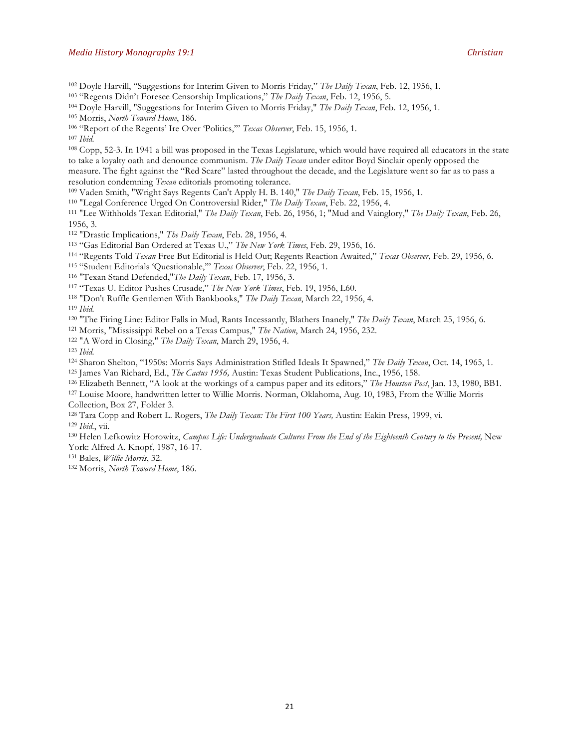[102] Doyle Harvill, "Suggestions for Interim Given to Morris Friday," *The Daily Texan*, Feb. 12, 1956, 1.
[103] "Regents Didn't Foresee Censorship Implications," *The Daily Texan*, Feb. 12, 1956, 5.
[104] Doyle Harvill, "Suggestions for Interim Given to Morris Friday," *The Daily Texan*, Feb. 12, 1956, 1.
[105] Morris, *North Toward Home*, 186.
[106] "Report of the Regents' Ire Over 'Politics,'" *Texas Observer*, Feb. 15, 1956, 1.
[107] *Ibid.*
[108] Copp, 52-3. In 1941 a bill was proposed in the Texas Legislature, which would have required all educators in the state to take a loyalty oath and denounce communism. *The Daily Texan* under editor Boyd Sinclair openly opposed the measure. The fight against the "Red Scare" lasted throughout the decade, and the Legislature went so far as to pass a resolution condemning *Texan* editorials promoting tolerance.
[109] Vaden Smith, "Wright Says Regents Can't Apply H. B. 140," *The Daily Texan*, Feb. 15, 1956, 1.
[110] "Legal Conference Urged On Controversial Rider," *The Daily Texan*, Feb. 22, 1956, 4.
[111] "Lee Withholds Texan Editorial," *The Daily Texan*, Feb. 26, 1956, 1; "Mud and Vainglory," *The Daily Texan*, Feb. 26, 1956, 3.
[112] "Drastic Implications," *The Daily Texan*, Feb. 28, 1956, 4.
[113] "Gas Editorial Ban Ordered at Texas U.," *The New York Times*, Feb. 29, 1956, 16.
[114] "Regents Told *Texan* Free But Editorial is Held Out; Regents Reaction Awaited," *Texas Observer,* Feb. 29, 1956, 6.
[115] "Student Editorials 'Questionable,'" *Texas Observer*, Feb. 22, 1956, 1.
[116] "Texan Stand Defended,"*The Daily Texan*, Feb. 17, 1956, 3.
[117] "Texas U. Editor Pushes Crusade," *The New York Times*, Feb. 19, 1956, L60.
[118] "Don't Ruffle Gentlemen With Bankbooks," *The Daily Texan*, March 22, 1956, 4.
[119] *Ibid.*
[120] "The Firing Line: Editor Falls in Mud, Rants Incessantly, Blathers Inanely," *The Daily Texan*, March 25, 1956, 6.
[121] Morris, "Mississippi Rebel on a Texas Campus," *The Nation*, March 24, 1956, 232.
[122] "A Word in Closing," *The Daily Texan*, March 29, 1956, 4.
[123] *Ibid.*
[124] Sharon Shelton, "1950s: Morris Says Administration Stifled Ideals It Spawned," *The Daily Texan*, Oct. 14, 1965, 1.
[125] James Van Richard, Ed., *The Cactus 1956,* Austin: Texas Student Publications, Inc., 1956, 158.
[126] Elizabeth Bennett, "A look at the workings of a campus paper and its editors," *The Houston Post*, Jan. 13, 1980, BB1.
[127] Louise Moore, handwritten letter to Willie Morris. Norman, Oklahoma, Aug. 10, 1983, From the Willie Morris Collection, Box 27, Folder 3.
[128] Tara Copp and Robert L. Rogers, *The Daily Texan: The First 100 Years,* Austin: Eakin Press, 1999, vi.
[129] *Ibid.*, vii.
[130] Helen Lefkowitz Horowitz, *Campus Life: Undergraduate Cultures From the End of the Eighteenth Century to the Present,* New York: Alfred A. Knopf, 1987, 16-17.
[131] Bales, *Willie Morris*, 32.
[132] Morris, *North Toward Home*, 186.